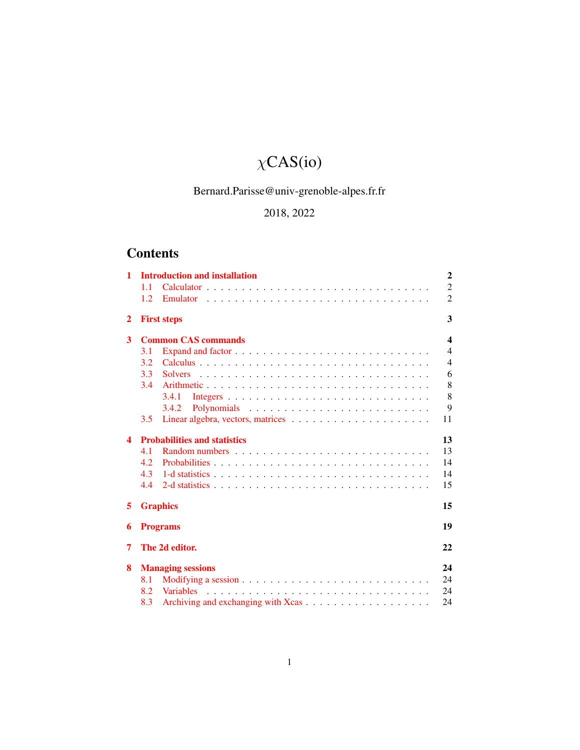# $\chi$CAS(io)

Bernard.Parisse@univ-grenoble-alpes.fr.fr

2018, 2022

## Contents

- **1 Introduction and installation** — 2
  - 1.1 Calculator — 2
  - 1.2 Emulator — 2
- **2 First steps** — 3
- **3 Common CAS commands** — 4
  - 3.1 Expand and factor — 4
  - 3.2 Calculus — 4
  - 3.3 Solvers — 6
  - 3.4 Arithmetic — 8
    - 3.4.1 Integers — 8
    - 3.4.2 Polynomials — 9
  - 3.5 Linear algebra, vectors, matrices — 11
- **4 Probabilities and statistics** — 13
  - 4.1 Random numbers — 13
  - 4.2 Probabilities — 14
  - 4.3 1-d statistics — 14
  - 4.4 2-d statistics — 15
- **5 Graphics** — 15
- **6 Programs** — 19
- **7 The 2d editor.** — 22
- **8 Managing sessions** — 24
  - 8.1 Modifying a session — 24
  - 8.2 Variables — 24
  - 8.3 Archiving and exchanging with Xcas — 24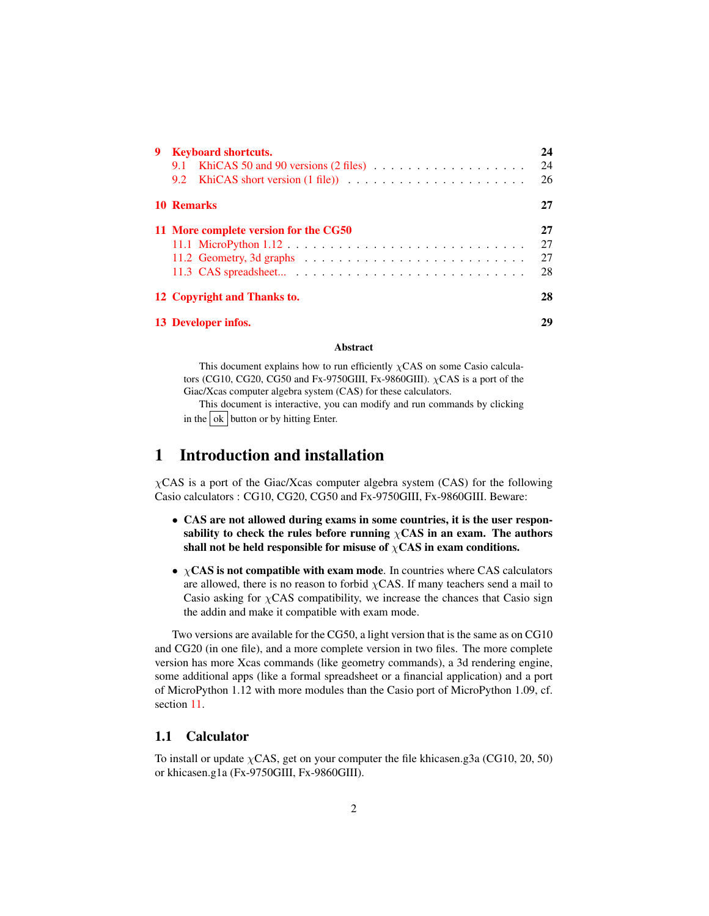- **9 Keyboard shortcuts.** 24
  - 9.1 KhiCAS 50 and 90 versions (2 files) . . . . . 24
  - 9.2 KhiCAS short version (1 file)) . . . . . 26
- **10 Remarks** 27
- **11 More complete version for the CG50** 27
  - 11.1 MicroPython 1.12 . . . . . 27
  - 11.2 Geometry, 3d graphs . . . . . 27
  - 11.3 CAS spreadsheet... . . . . . 28
- **12 Copyright and Thanks to.** 28
- **13 Developer infos.** 29

**Abstract**

This document explains how to run efficiently $\chi$CAS on some Casio calculators (CG10, CG20, CG50 and Fx-9750GIII, Fx-9860GIII). $\chi$CAS is a port of the Giac/Xcas computer algebra system (CAS) for these calculators.

This document is interactive, you can modify and run commands by clicking in the ok button or by hitting Enter.

# 1 Introduction and installation

$\chi$CAS is a port of the Giac/Xcas computer algebra system (CAS) for the following Casio calculators : CG10, CG20, CG50 and Fx-9750GIII, Fx-9860GIII. Beware:

- **CAS are not allowed during exams in some countries, it is the user responsability to check the rules before running $\chi$CAS in an exam. The authors shall not be held responsible for misuse of $\chi$CAS in exam conditions.**
- **$\chi$CAS is not compatible with exam mode**. In countries where CAS calculators are allowed, there is no reason to forbid $\chi$CAS. If many teachers send a mail to Casio asking for $\chi$CAS compatibility, we increase the chances that Casio sign the addin and make it compatible with exam mode.

Two versions are available for the CG50, a light version that is the same as on CG10 and CG20 (in one file), and a more complete version in two files. The more complete version has more Xcas commands (like geometry commands), a 3d rendering engine, some additional apps (like a formal spreadsheet or a financial application) and a port of MicroPython 1.12 with more modules than the Casio port of MicroPython 1.09, cf. section 11.

## 1.1 Calculator

To install or update $\chi$CAS, get on your computer the file khicasen.g3a (CG10, 20, 50) or khicasen.g1a (Fx-9750GIII, Fx-9860GIII).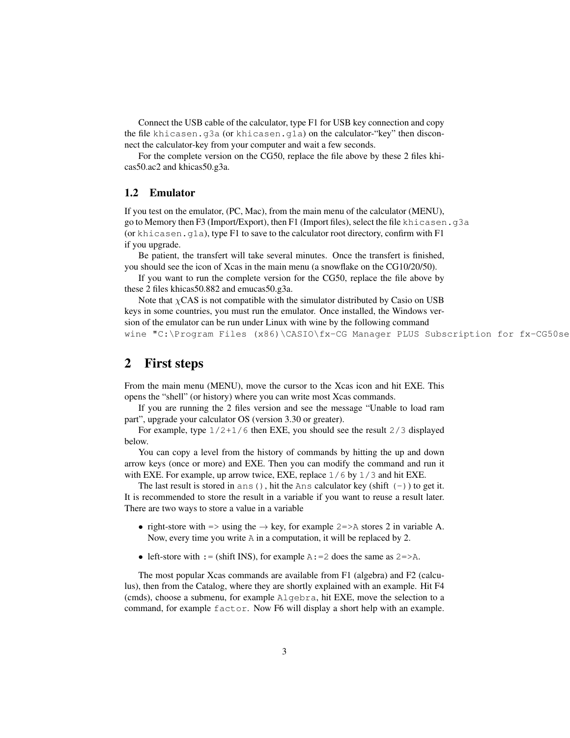Connect the USB cable of the calculator, type F1 for USB key connection and copy the file `khicasen.g3a` (or `khicasen.g1a`) on the calculator-"key" then disconnect the calculator-key from your computer and wait a few seconds.

For the complete version on the CG50, replace the file above by these 2 files khicas50.ac2 and khicas50.g3a.

### 1.2 Emulator

If you test on the emulator, (PC, Mac), from the main menu of the calculator (MENU), go to Memory then F3 (Import/Export), then F1 (Import files), select the file `khicasen.g3a` (or `khicasen.g1a`), type F1 to save to the calculator root directory, confirm with F1 if you upgrade.

Be patient, the transfert will take several minutes. Once the transfert is finished, you should see the icon of Xcas in the main menu (a snowflake on the CG10/20/50).

If you want to run the complete version for the CG50, replace the file above by these 2 files khicas50.882 and emucas50.g3a.

Note that $\chi$CAS is not compatible with the simulator distributed by Casio on USB keys in some countries, you must run the emulator. Once installed, the Windows version of the emulator can be run under Linux with wine by the following command
`wine "C:\Program Files (x86)\CASIO\fx-CG Manager PLUS Subscription for fx-CG50se`

## 2 First steps

From the main menu (MENU), move the cursor to the Xcas icon and hit EXE. This opens the "shell" (or history) where you can write most Xcas commands.

If you are running the 2 files version and see the message "Unable to load ram part", upgrade your calculator OS (version 3.30 or greater).

For example, type `1/2+1/6` then EXE, you should see the result `2/3` displayed below.

You can copy a level from the history of commands by hitting the up and down arrow keys (once or more) and EXE. Then you can modify the command and run it with EXE. For example, up arrow twice, EXE, replace `1/6` by `1/3` and hit EXE.

The last result is stored in `ans()`, hit the `Ans` calculator key (shift `(-)`) to get it. It is recommended to store the result in a variable if you want to reuse a result later. There are two ways to store a value in a variable

- right-store with => using the $\rightarrow$ key, for example `2=>A` stores 2 in variable A. Now, every time you write `A` in a computation, it will be replaced by 2.
- left-store with `:=` (shift INS), for example `A:=2` does the same as `2=>A`.

The most popular Xcas commands are available from F1 (algebra) and F2 (calculus), then from the Catalog, where they are shortly explained with an example. Hit F4 (cmds), choose a submenu, for example `Algebra`, hit EXE, move the selection to a command, for example `factor`. Now F6 will display a short help with an example.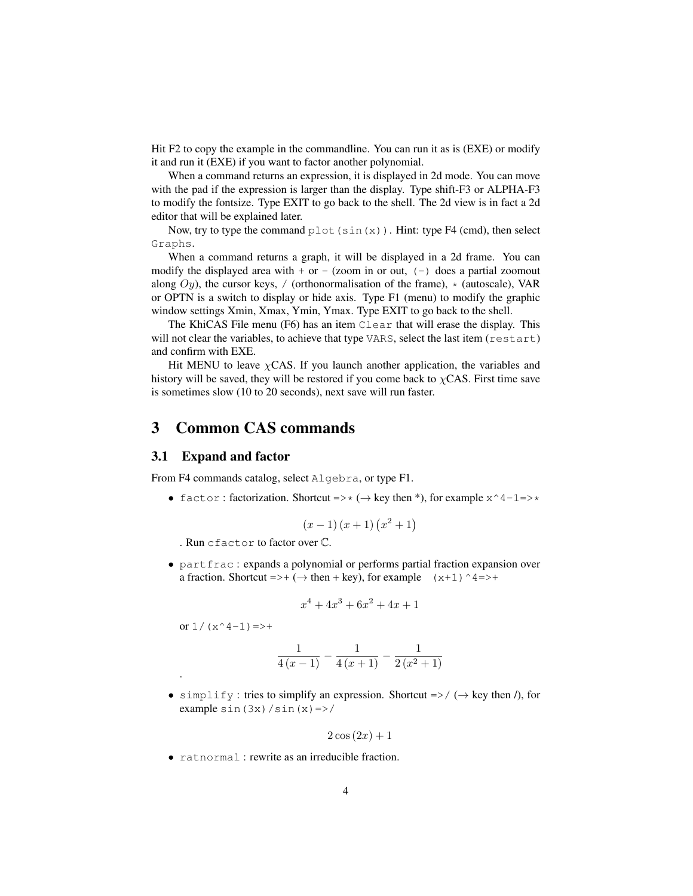Hit F2 to copy the example in the commandline. You can run it as is (EXE) or modify it and run it (EXE) if you want to factor another polynomial.

When a command returns an expression, it is displayed in 2d mode. You can move with the pad if the expression is larger than the display. Type shift-F3 or ALPHA-F3 to modify the fontsize. Type EXIT to go back to the shell. The 2d view is in fact a 2d editor that will be explained later.

Now, try to type the command `plot(sin(x))`. Hint: type F4 (cmd), then select `Graphs`.

When a command returns a graph, it will be displayed in a 2d frame. You can modify the displayed area with `+` or `-` (zoom in or out, `(-)` does a partial zoomout along $Oy$), the cursor keys, `/` (orthonormalisation of the frame), `*` (autoscale), VAR or OPTN is a switch to display or hide axis. Type F1 (menu) to modify the graphic window settings Xmin, Xmax, Ymin, Ymax. Type EXIT to go back to the shell.

The KhiCAS File menu (F6) has an item `Clear` that will erase the display. This will not clear the variables, to achieve that type `VARS`, select the last item (`restart`) and confirm with EXE.

Hit MENU to leave $\chi$CAS. If you launch another application, the variables and history will be saved, they will be restored if you come back to $\chi$CAS. First time save is sometimes slow (10 to 20 seconds), next save will run faster.

# 3 Common CAS commands

## 3.1 Expand and factor

From F4 commands catalog, select `Algebra`, or type F1.

- `factor` : factorization. Shortcut `=>*` ($\rightarrow$ key then *), for example `x^4-1=>*`

  $$(x-1)(x+1)\left(x^2+1\right)$$

  . Run `cfactor` to factor over $\mathbb{C}$.

- `partfrac` : expands a polynomial or performs partial fraction expansion over a fraction. Shortcut `=>+` ($\rightarrow$ then + key), for example `(x+1)^4=>+`

  $$x^4+4x^3+6x^2+4x+1$$

  or `1/(x^4-1)=>+`

  $$\frac{1}{4(x-1)}-\frac{1}{4(x+1)}-\frac{1}{2(x^2+1)}$$

  .

- `simplify` : tries to simplify an expression. Shortcut `=>/` ($\rightarrow$ key then /), for example `sin(3x)/sin(x)=>/`

  $$2\cos(2x)+1$$

- `ratnormal` : rewrite as an irreducible fraction.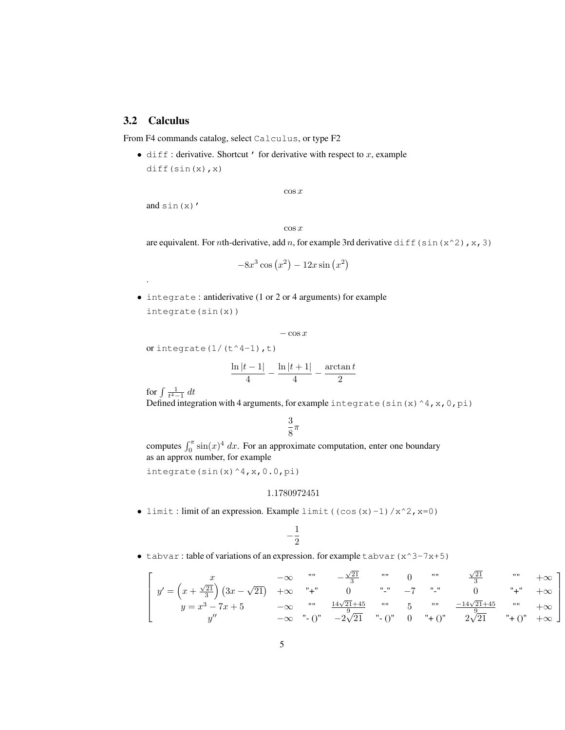## 3.2 Calculus

From F4 commands catalog, select `Calculus`, or type F2

- `diff` : derivative. Shortcut `'` for derivative with respect to $x$, example `diff(sin(x),x)`

  $$\cos x$$

  and `sin(x)'`

  $$\cos x$$

  are equivalent. For $n$th-derivative, add $n$, for example 3rd derivative `diff(sin(x^2),x,3)`

  $$-8x^3 \cos\left(x^2\right) - 12x \sin\left(x^2\right)$$

  .

- `integrate` : antiderivative (1 or 2 or 4 arguments) for example `integrate(sin(x))`

  $$-\cos x$$

  or `integrate(1/(t^4-1),t)`

  $$\frac{\ln|t-1|}{4} - \frac{\ln|t+1|}{4} - \frac{\arctan t}{2}$$

  for $\int \frac{1}{t^4-1}\,dt$
  Defined integration with 4 arguments, for example `integrate(sin(x)^4,x,0,pi)`

  $$\frac{3}{8}\pi$$

  computes $\int_0^\pi \sin(x)^4\,dx$. For an approximate computation, enter one boundary as an approx number, for example
  `integrate(sin(x)^4,x,0.0,pi)`

  $$1.1780972451$$

- `limit` : limit of an expression. Example `limit((cos(x)-1)/x^2,x=0)`

  $$-\frac{1}{2}$$

- `tabvar` : table of variations of an expression. for example `tabvar(x^3-7x+5)`

$$\begin{bmatrix} x & -\infty & "" & -\frac{\sqrt{21}}{3} & "" & 0 & "" & \frac{\sqrt{21}}{3} & "" & +\infty \\ y' = \left(x+\frac{\sqrt{21}}{3}\right)\left(3x-\sqrt{21}\right) & +\infty & "+" & 0 & "-" & -7 & "-" & 0 & "+" & +\infty \\ y = x^3-7x+5 & -\infty & "" & \frac{14\sqrt{21}+45}{9} & "" & 5 & "" & \frac{-14\sqrt{21}+45}{9} & "" & +\infty \\ y'' & -\infty & "-\ ()" & -2\sqrt{21} & "-\ ()" & 0 & "+\ ()" & 2\sqrt{21} & "+\ ()" & +\infty \end{bmatrix}$$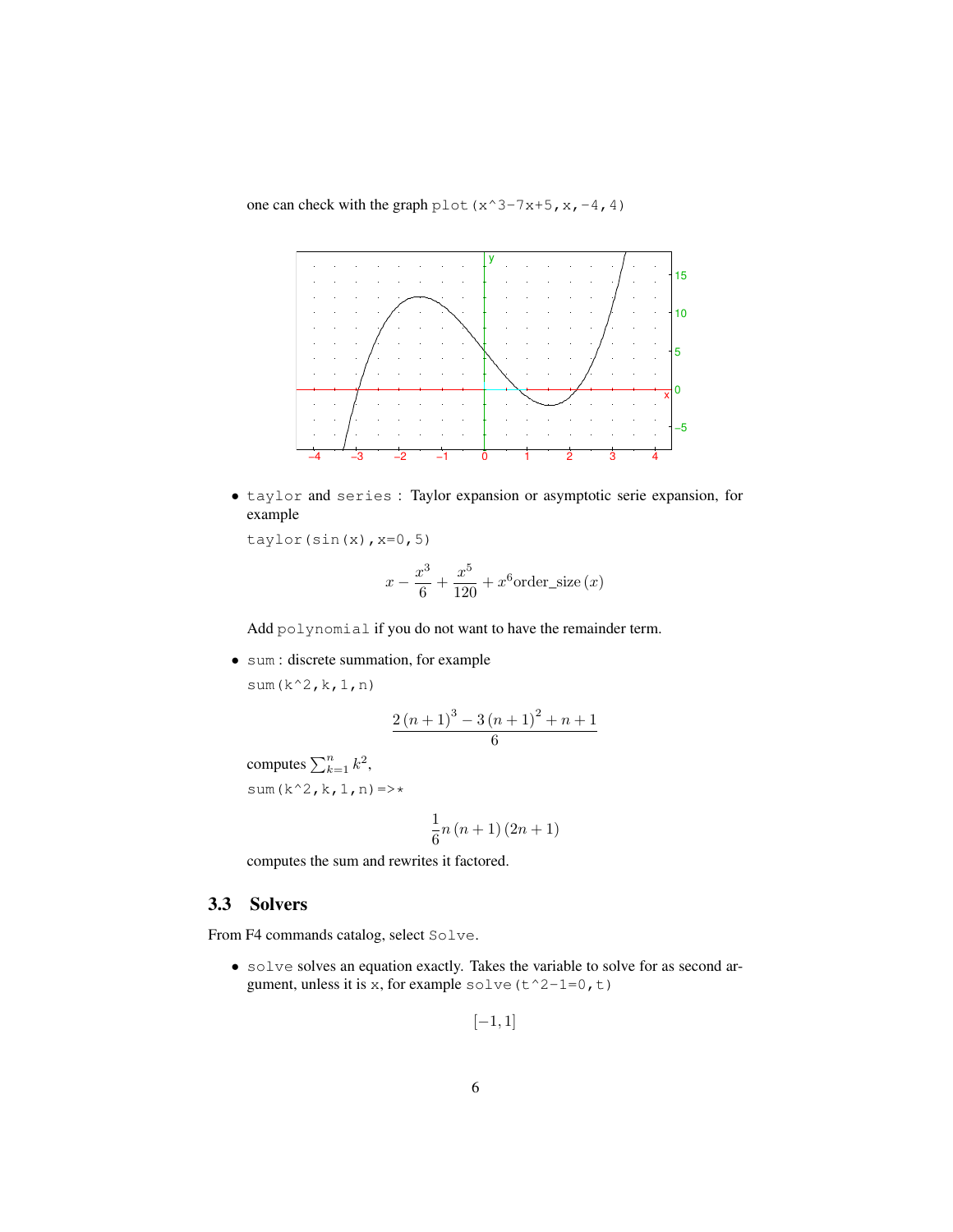one can check with the graph `plot(x^3-7x+5,x,-4,4)`

- `taylor` and `series` : Taylor expansion or asymptotic serie expansion, for example

  `taylor(sin(x),x=0,5)`

  $$x - \frac{x^3}{6} + \frac{x^5}{120} + x^6 \text{order\_size}(x)$$

  Add `polynomial` if you do not want to have the remainder term.

- `sum` : discrete summation, for example

  `sum(k^2,k,1,n)`

  $$\frac{2(n+1)^3 - 3(n+1)^2 + n + 1}{6}$$

  computes $\sum_{k=1}^{n} k^2$,

  `sum(k^2,k,1,n)=>*`

  $$\frac{1}{6} n(n+1)(2n+1)$$

  computes the sum and rewrites it factored.

## 3.3 Solvers

From F4 commands catalog, select `Solve`.

- `solve` solves an equation exactly. Takes the variable to solve for as second argument, unless it is `x`, for example `solve(t^2-1=0,t)`

  $$[-1, 1]$$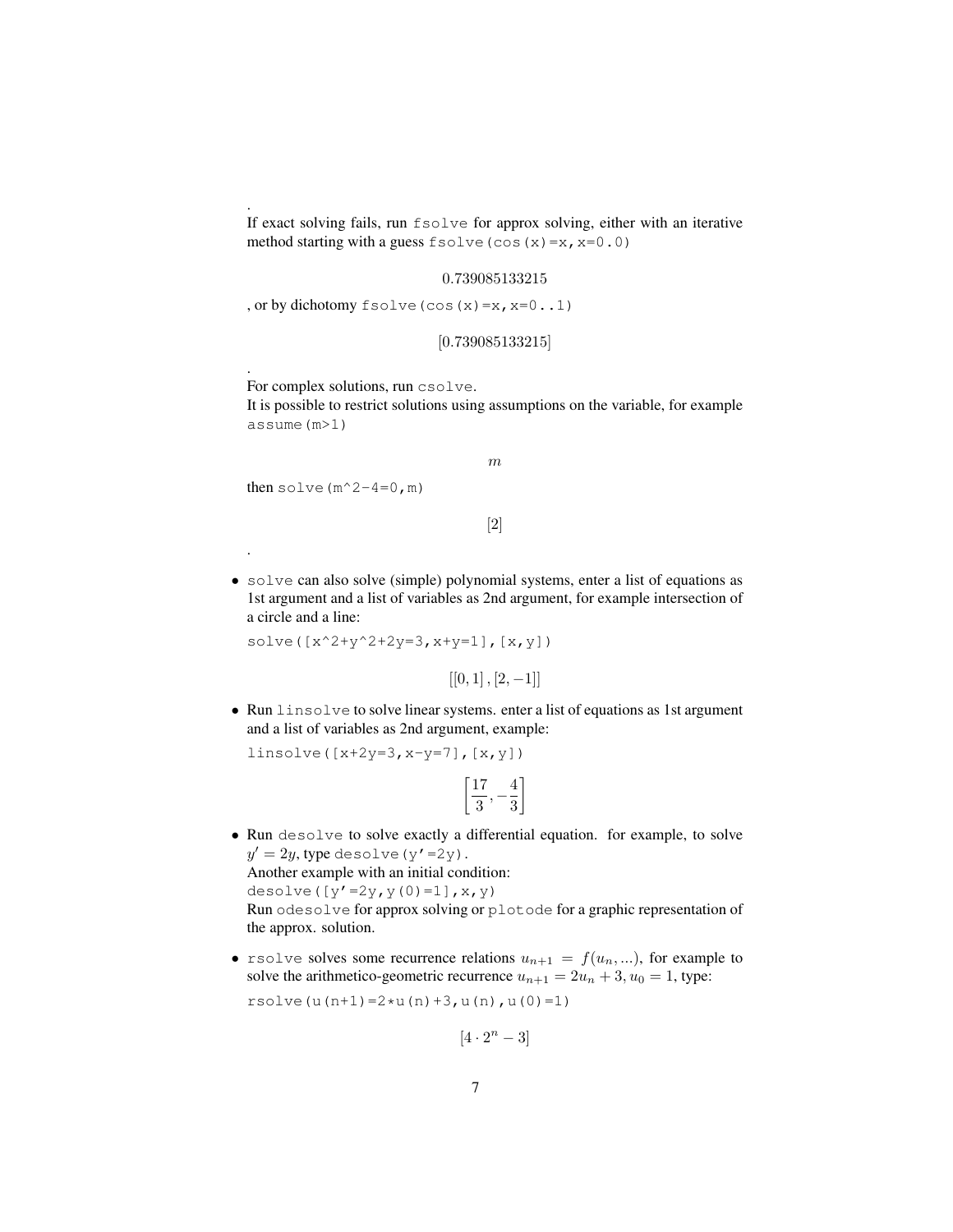.
If exact solving fails, run `fsolve` for approx solving, either with an iterative method starting with a guess `fsolve(cos(x)=x,x=0.0)`

$$0.739085133215$$

, or by dichotomy `fsolve(cos(x)=x,x=0..1)`

$$[0.739085133215]$$

.
For complex solutions, run `csolve`.
It is possible to restrict solutions using assumptions on the variable, for example `assume(m>1)`

$$m$$

then `solve(m^2-4=0,m)`

$$[2]$$

.

- `solve` can also solve (simple) polynomial systems, enter a list of equations as 1st argument and a list of variables as 2nd argument, for example intersection of a circle and a line:

  `solve([x^2+y^2+2y=3,x+y=1],[x,y])`

  $$[[0,1],[2,-1]]$$

- Run `linsolve` to solve linear systems. enter a list of equations as 1st argument and a list of variables as 2nd argument, example:

  `linsolve([x+2y=3,x-y=7],[x,y])`

  $$\left[\frac{17}{3},-\frac{4}{3}\right]$$

- Run `desolve` to solve exactly a differential equation. for example, to solve $y' = 2y$, type `desolve(y'=2y)`.
  Another example with an initial condition:
  `desolve([y'=2y,y(0)=1],x,y)`
  Run `odesolve` for approx solving or `plotode` for a graphic representation of the approx. solution.

- `rsolve` solves some recurrence relations $u_{n+1} = f(u_n, ...)$, for example to solve the arithmetico-geometric recurrence $u_{n+1} = 2u_n + 3, u_0 = 1$, type:

  `rsolve(u(n+1)=2*u(n)+3,u(n),u(0)=1)`

  $$[4 \cdot 2^n - 3]$$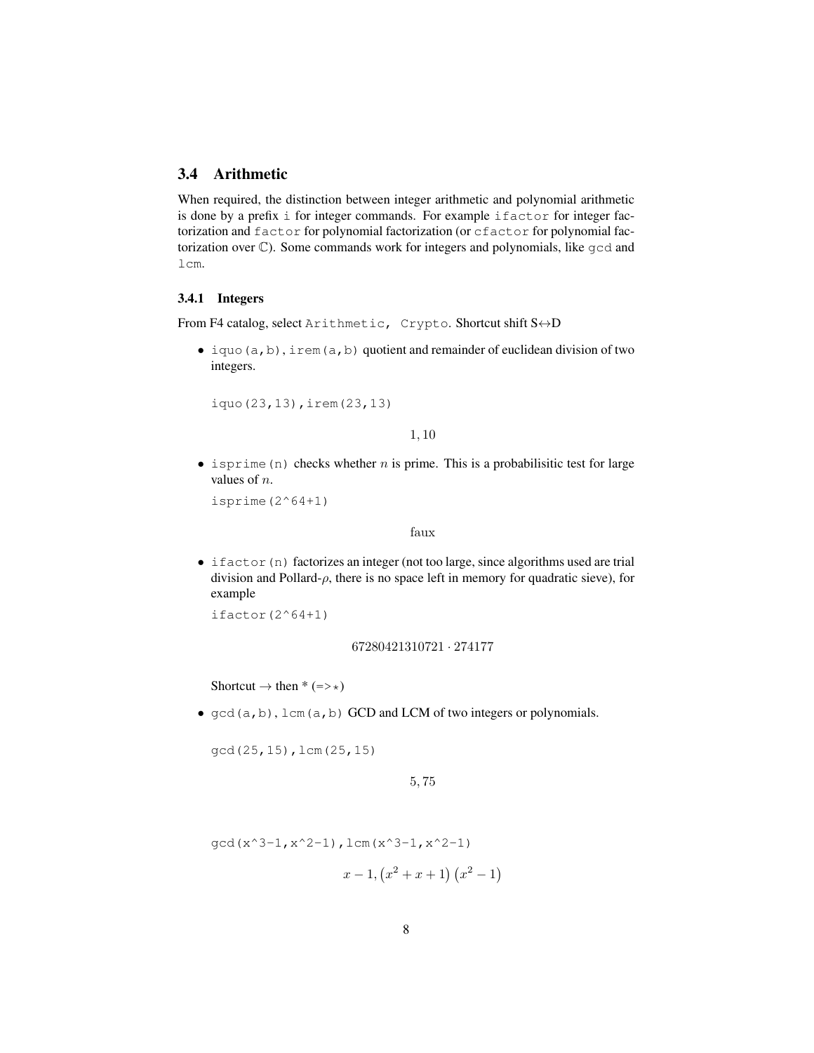## 3.4 Arithmetic

When required, the distinction between integer arithmetic and polynomial arithmetic is done by a prefix `i` for integer commands. For example `ifactor` for integer factorization and `factor` for polynomial factorization (or `cfactor` for polynomial factorization over $\mathbb{C}$). Some commands work for integers and polynomials, like `gcd` and `lcm`.

### 3.4.1 Integers

From F4 catalog, select `Arithmetic, Crypto`. Shortcut shift S↔D

- `iquo(a,b)`, `irem(a,b)` quotient and remainder of euclidean division of two integers.

  ```
  iquo(23,13),irem(23,13)
  ```

  $$1, 10$$

- `isprime(n)` checks whether $n$ is prime. This is a probabilisitic test for large values of $n$.

  ```
  isprime(2^64+1)
  ```

  $$\text{faux}$$

- `ifactor(n)` factorizes an integer (not too large, since algorithms used are trial division and Pollard-$\rho$, there is no space left in memory for quadratic sieve), for example

  ```
  ifactor(2^64+1)
  ```

  $$67280421310721 \cdot 274177$$

  Shortcut → then * (=> $\star$)

- `gcd(a,b)`, `lcm(a,b)` GCD and LCM of two integers or polynomials.

  ```
  gcd(25,15),lcm(25,15)
  ```

  $$5, 75$$

  ```
  gcd(x^3-1,x^2-1),lcm(x^3-1,x^2-1)
  ```

  $$x-1, \left(x^2+x+1\right)\left(x^2-1\right)$$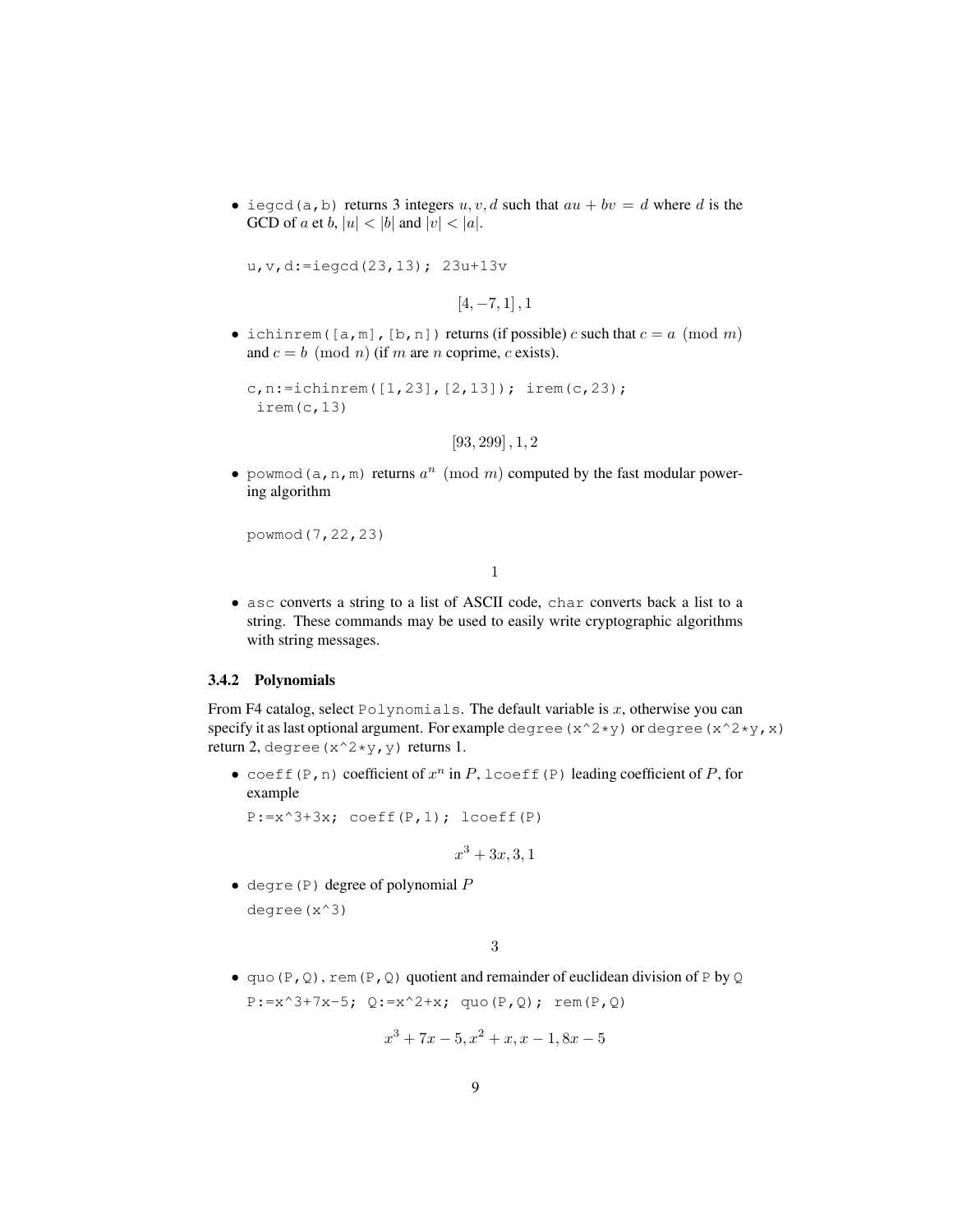- `iegcd(a,b)` returns 3 integers $u, v, d$ such that $au + bv = d$ where $d$ is the GCD of $a$ et $b$, $|u| < |b|$ and $|v| < |a|$.

```
u,v,d:=iegcd(23,13); 23u+13v
```

$$[4, -7, 1], 1$$

- `ichinrem([a,m],[b,n])` returns (if possible) $c$ such that $c = a \pmod m$ and $c = b \pmod n$ (if $m$ are $n$ coprime, $c$ exists).

```
c,n:=ichinrem([1,23],[2,13]); irem(c,23);
 irem(c,13)
```

$$[93, 299], 1, 2$$

- `powmod(a,n,m)` returns $a^n \pmod m$ computed by the fast modular powering algorithm

```
powmod(7,22,23)
```

$$1$$

- `asc` converts a string to a list of ASCII code, `char` converts back a list to a string. These commands may be used to easily write cryptographic algorithms with string messages.

### 3.4.2 Polynomials

From F4 catalog, select `Polynomials`. The default variable is $x$, otherwise you can specify it as last optional argument. For example `degree(x^2*y)` or `degree(x^2*y,x)` return 2, `degree(x^2*y,y)` returns 1.

- `coeff(P,n)` coefficient of $x^n$ in $P$, `lcoeff(P)` leading coefficient of $P$, for example

```
P:=x^3+3x; coeff(P,1); lcoeff(P)
```

$$x^3 + 3x, 3, 1$$

- `degre(P)` degree of polynomial $P$

```
degree(x^3)
```

$$3$$

- `quo(P,Q)`, `rem(P,Q)` quotient and remainder of euclidean division of `P` by `Q`

```
P:=x^3+7x-5; Q:=x^2+x; quo(P,Q); rem(P,Q)
```

$$x^3 + 7x - 5, x^2 + x, x - 1, 8x - 5$$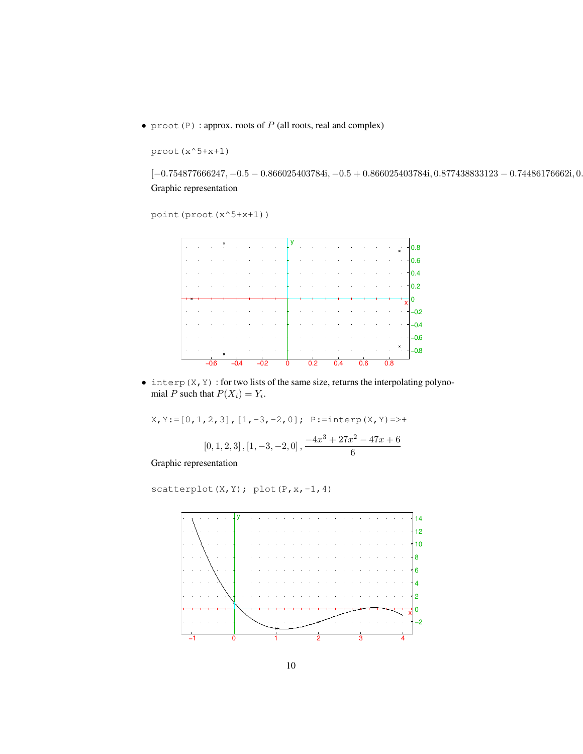- `proot(P)` : approx. roots of $P$ (all roots, real and complex)

```
proot(x^5+x+1)
```

$[-0.754877666247, -0.5-0.866025403784i, -0.5+0.866025403784i, 0.877438833123-0.74486176662i, 0.$

Graphic representation

```
point(proot(x^5+x+1))
```

- `interp(X,Y)` : for two lists of the same size, returns the interpolating polynomial $P$ such that $P(X_i) = Y_i$.

```
X,Y:=[0,1,2,3],[1,-3,-2,0]; P:=interp(X,Y)=>+
```

$$[0,1,2,3], [1,-3,-2,0], \frac{-4x^3+27x^2-47x+6}{6}$$

Graphic representation

```
scatterplot(X,Y); plot(P,x,-1,4)
```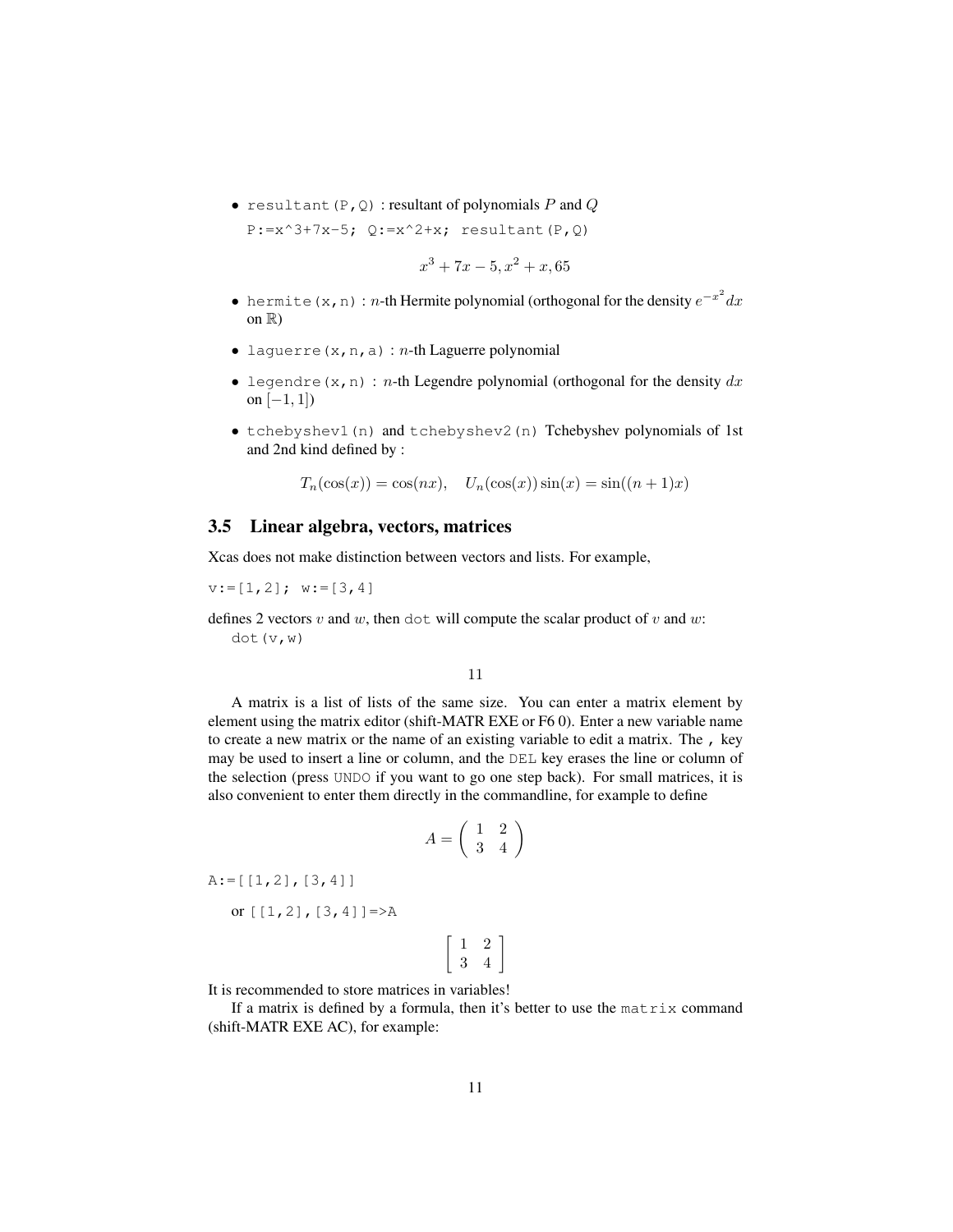- `resultant(P,Q)` : resultant of polynomials $P$ and $Q$

  `P:=x^3+7x-5; Q:=x^2+x; resultant(P,Q)`

  $$x^3 + 7x - 5, x^2 + x, 65$$

- `hermite(x,n)` : $n$-th Hermite polynomial (orthogonal for the density $e^{-x^2}dx$ on $\mathbb{R}$)

- `laguerre(x,n,a)` : $n$-th Laguerre polynomial

- `legendre(x,n)` : $n$-th Legendre polynomial (orthogonal for the density $dx$ on $[-1, 1]$)

- `tchebyshev1(n)` and `tchebyshev2(n)` Tchebyshev polynomials of 1st and 2nd kind defined by :

  $$T_n(\cos(x)) = \cos(nx), \quad U_n(\cos(x))\sin(x) = \sin((n+1)x)$$

## 3.5 Linear algebra, vectors, matrices

Xcas does not make distinction between vectors and lists. For example,

`v:=[1,2]; w:=[3,4]`

defines 2 vectors $v$ and $w$, then `dot` will compute the scalar product of $v$ and $w$:
`dot(v,w)`

$$11$$

A matrix is a list of lists of the same size. You can enter a matrix element by element using the matrix editor (shift-MATR EXE or F6 0). Enter a new variable name to create a new matrix or the name of an existing variable to edit a matrix. The `,` key may be used to insert a line or column, and the `DEL` key erases the line or column of the selection (press `UNDO` if you want to go one step back). For small matrices, it is also convenient to enter them directly in the commandline, for example to define

$$A = \begin{pmatrix} 1 & 2 \\ 3 & 4 \end{pmatrix}$$

`A:=[[1,2],[3,4]]`

or `[[1,2],[3,4]]=>A`

$$\begin{bmatrix} 1 & 2 \\ 3 & 4 \end{bmatrix}$$

It is recommended to store matrices in variables!

If a matrix is defined by a formula, then it's better to use the `matrix` command (shift-MATR EXE AC), for example: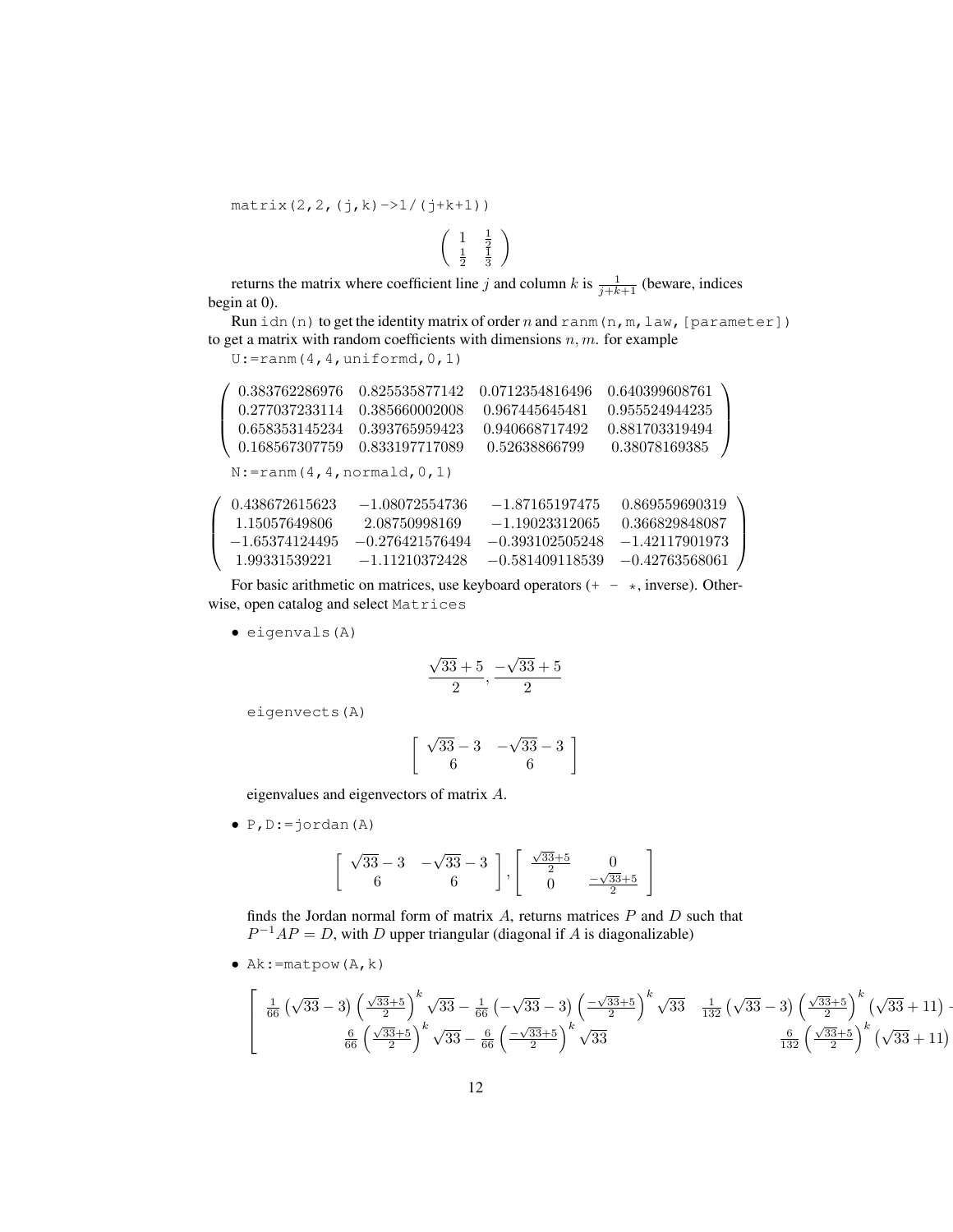```
matrix(2,2,(j,k)->1/(j+k+1))
```

$$\begin{pmatrix} 1 & \frac{1}{2} \\ \frac{1}{2} & \frac{1}{3} \end{pmatrix}$$

returns the matrix where coefficient line $j$ and column $k$ is $\frac{1}{j+k+1}$ (beware, indices begin at 0).

Run `idn(n)` to get the identity matrix of order $n$ and `ranm(n,m,law,[parameter])` to get a matrix with random coefficients with dimensions $n, m$. for example

```
U:=ranm(4,4,uniformd,0,1)
```

$$\begin{pmatrix} 0.383762286976 & 0.825535877142 & 0.0712354816496 & 0.640399608761 \\ 0.277037233114 & 0.385660002008 & 0.967445645481 & 0.955524944235 \\ 0.658353145234 & 0.393765959423 & 0.940668717492 & 0.881703319494 \\ 0.168567307759 & 0.833197717089 & 0.52638866799 & 0.38078169385 \end{pmatrix}$$

```
N:=ranm(4,4,normald,0,1)
```

$$\begin{pmatrix} 0.438672615623 & -1.08072554736 & -1.87165197475 & 0.869559690319 \\ 1.15057649806 & 2.08750998169 & -1.19023312065 & 0.366829848087 \\ -1.65374124495 & -0.276421576494 & -0.393102505248 & -1.42117901973 \\ 1.99331539221 & -1.11210372428 & -0.581409118539 & -0.42763568061 \end{pmatrix}$$

For basic arithmetic on matrices, use keyboard operators (`+ - *`, inverse). Otherwise, open catalog and select `Matrices`

- `eigenvals(A)`

  $$\frac{\sqrt{33}+5}{2}, \frac{-\sqrt{33}+5}{2}$$

  `eigenvects(A)`

  $$\begin{bmatrix} \sqrt{33}-3 & -\sqrt{33}-3 \\ 6 & 6 \end{bmatrix}$$

  eigenvalues and eigenvectors of matrix $A$.

- `P,D:=jordan(A)`

  $$\begin{bmatrix} \sqrt{33}-3 & -\sqrt{33}-3 \\ 6 & 6 \end{bmatrix}, \begin{bmatrix} \frac{\sqrt{33}+5}{2} & 0 \\ 0 & \frac{-\sqrt{33}+5}{2} \end{bmatrix}$$

  finds the Jordan normal form of matrix $A$, returns matrices $P$ and $D$ such that $P^{-1}AP = D$, with $D$ upper triangular (diagonal if $A$ is diagonalizable)

- `Ak:=matpow(A,k)`

  $$\begin{bmatrix} \frac{1}{66}\left(\sqrt{33}-3\right)\left(\frac{\sqrt{33}+5}{2}\right)^k\sqrt{33} - \frac{1}{66}\left(-\sqrt{33}-3\right)\left(\frac{-\sqrt{33}+5}{2}\right)^k\sqrt{33} & \frac{1}{132}\left(\sqrt{33}-3\right)\left(\frac{\sqrt{33}+5}{2}\right)^k\left(\sqrt{33}+11\right) \\ \frac{6}{66}\left(\frac{\sqrt{33}+5}{2}\right)^k\sqrt{33} - \frac{6}{66}\left(\frac{-\sqrt{33}+5}{2}\right)^k\sqrt{33} & \frac{6}{132}\left(\frac{\sqrt{33}+5}{2}\right)^k\left(\sqrt{33}+11\right) \end{bmatrix}$$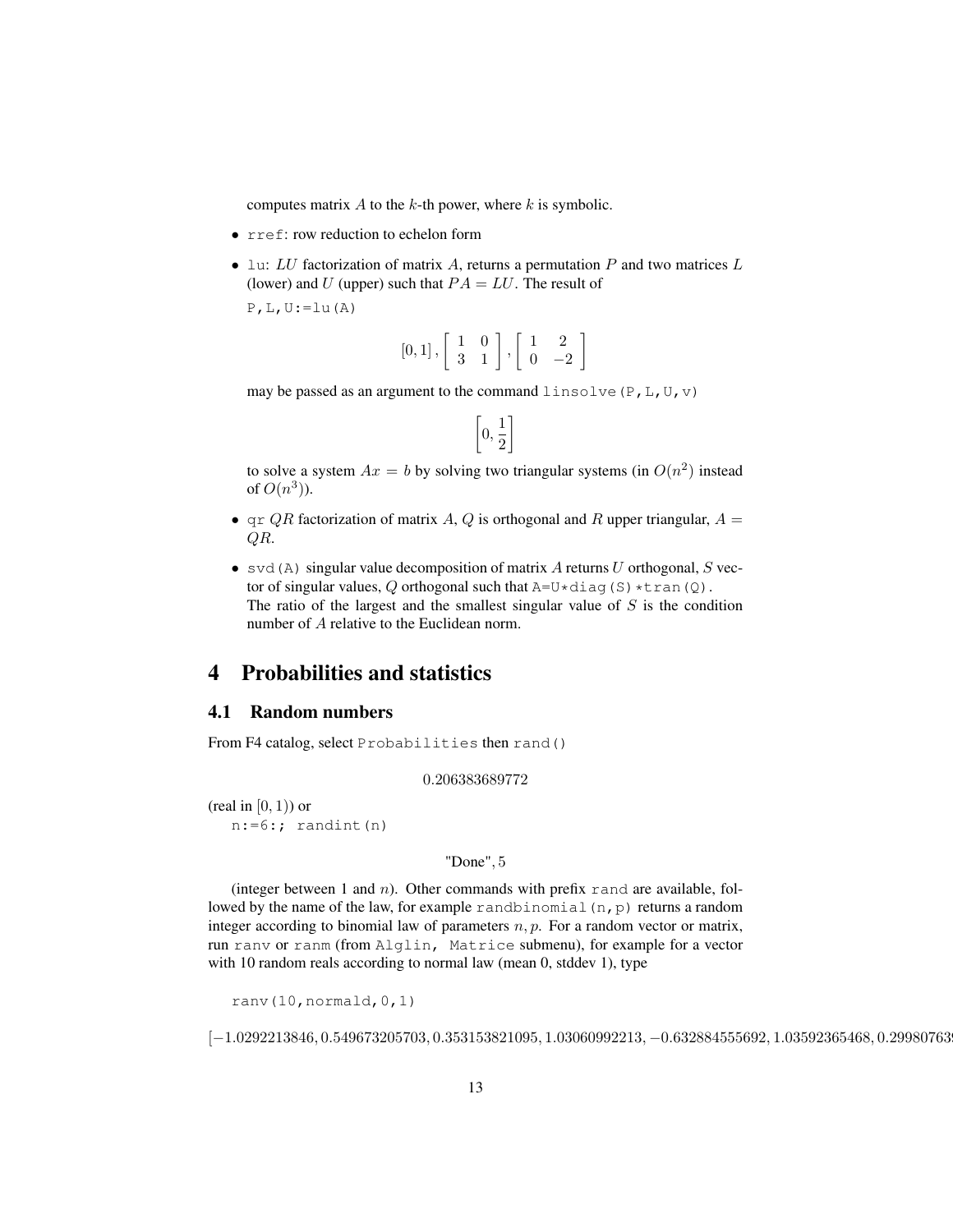computes matrix $A$ to the $k$-th power, where $k$ is symbolic.

- `rref`: row reduction to echelon form
- `lu`: $LU$ factorization of matrix $A$, returns a permutation $P$ and two matrices $L$ (lower) and $U$ (upper) such that $PA = LU$. The result of

  ```
  P,L,U:=lu(A)
  ```

  $$[0,1], \left[\begin{array}{cc} 1 & 0 \\ 3 & 1 \end{array}\right], \left[\begin{array}{cc} 1 & 2 \\ 0 & -2 \end{array}\right]$$

  may be passed as an argument to the command `linsolve(P,L,U,v)`

  $$\left[0, \frac{1}{2}\right]$$

  to solve a system $Ax = b$ by solving two triangular systems (in $O(n^2)$ instead of $O(n^3)$).
- `qr` $QR$ factorization of matrix $A$, $Q$ is orthogonal and $R$ upper triangular, $A = QR$.
- `svd(A)` singular value decomposition of matrix $A$ returns $U$ orthogonal, $S$ vector of singular values, $Q$ orthogonal such that `A=U*diag(S)*tran(Q)`.
  The ratio of the largest and the smallest singular value of $S$ is the condition number of $A$ relative to the Euclidean norm.

# 4 Probabilities and statistics

## 4.1 Random numbers

From F4 catalog, select `Probabilities` then `rand()`

$$0.206383689772$$

(real in $[0,1)$) or

```
n:=6:; randint(n)
```

$$\text{"Done"}, 5$$

(integer between 1 and $n$). Other commands with prefix `rand` are available, followed by the name of the law, for example `randbinomial(n,p)` returns a random integer according to binomial law of parameters $n, p$. For a random vector or matrix, run `ranv` or `ranm` (from `Alglin, Matrice` submenu), for example for a vector with 10 random reals according to normal law (mean 0, stddev 1), type

```
ranv(10,normald,0,1)
```

$[-1.0292213846, 0.549673205703, 0.353153821095, 1.03060992213, -0.632884555692, 1.03592365468, 0.29980763$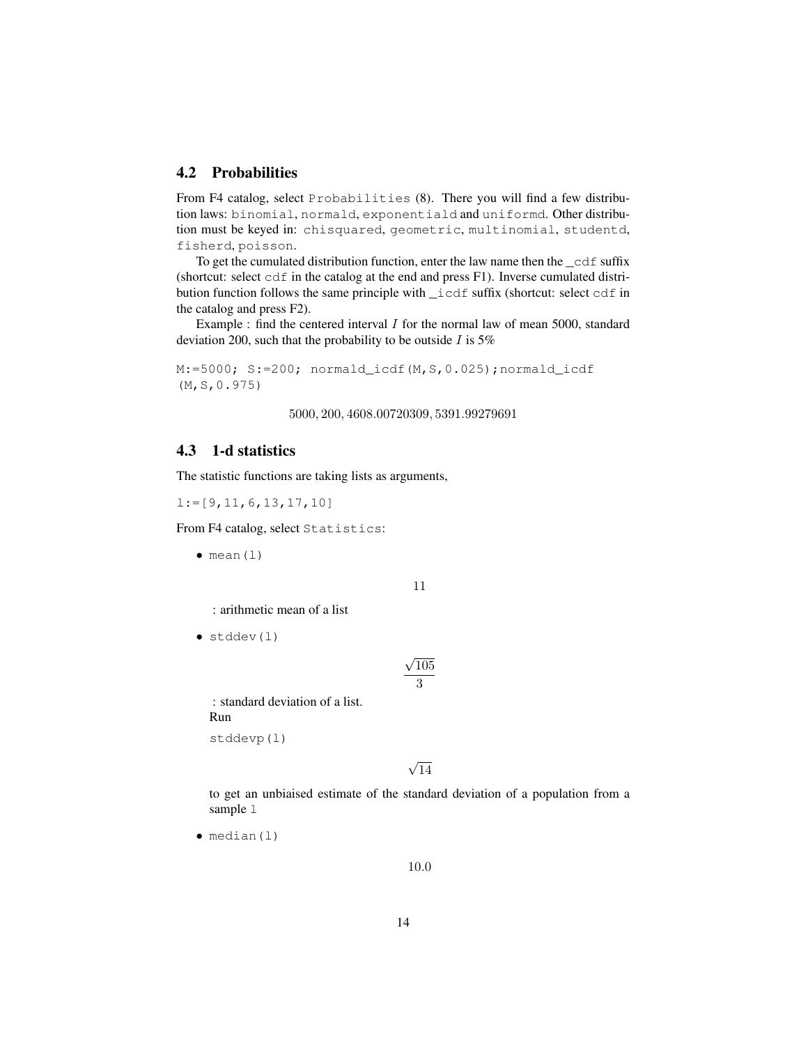## 4.2 Probabilities

From F4 catalog, select `Probabilities` (8). There you will find a few distribution laws: `binomial`, `normald`, `exponentiald` and `uniformd`. Other distribution must be keyed in: `chisquared`, `geometric`, `multinomial`, `studentd`, `fisherd`, `poisson`.

To get the cumulated distribution function, enter the law name then the `_cdf` suffix (shortcut: select `cdf` in the catalog at the end and press F1). Inverse cumulated distribution function follows the same principle with `_icdf` suffix (shortcut: select `cdf` in the catalog and press F2).

Example : find the centered interval $I$ for the normal law of mean 5000, standard deviation 200, such that the probability to be outside $I$ is 5%

```
M:=5000; S:=200; normald_icdf(M,S,0.025);normald_icdf
(M,S,0.975)
```

$$5000, 200, 4608.00720309, 5391.99279691$$

## 4.3 1-d statistics

The statistic functions are taking lists as arguments,

```
l:=[9,11,6,13,17,10]
```

From F4 catalog, select `Statistics`:

- `mean(l)`

  $$11$$

  : arithmetic mean of a list

- `stddev(l)`

  $$\frac{\sqrt{105}}{3}$$

  : standard deviation of a list.
  Run

  `stddevp(l)`

  $$\sqrt{14}$$

  to get an unbiaised estimate of the standard deviation of a population from a sample `l`

- `median(l)`

  $$10.0$$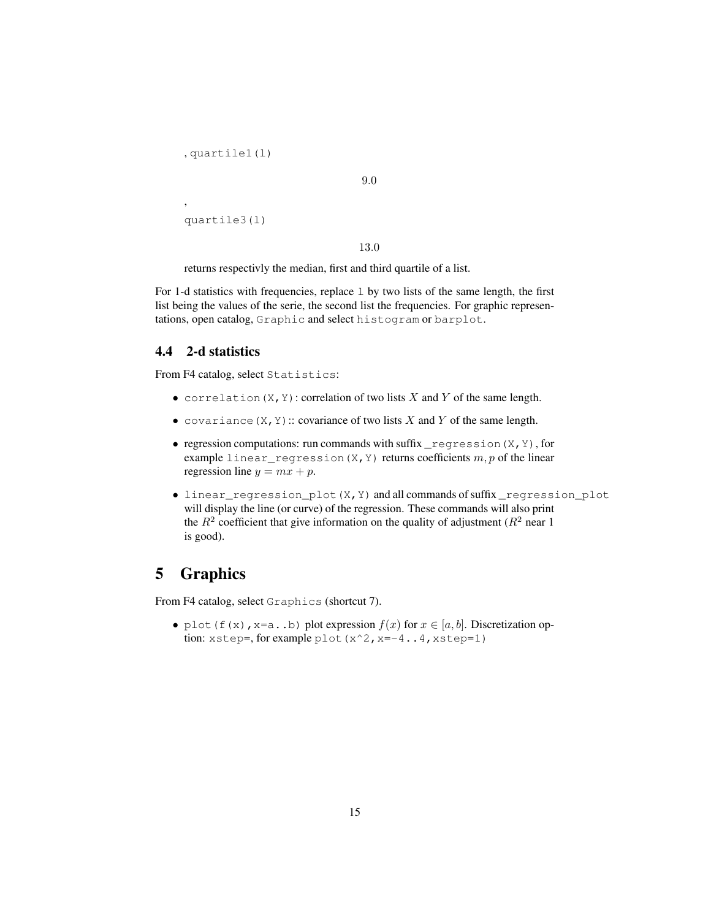, `quartile1(l)`

$$9.0$$

,
`quartile3(l)`

$$13.0$$

returns respectivly the median, first and third quartile of a list.

For 1-d statistics with frequencies, replace `l` by two lists of the same length, the first list being the values of the serie, the second list the frequencies. For graphic representations, open catalog, `Graphic` and select `histogram` or `barplot`.

### 4.4 2-d statistics

From F4 catalog, select `Statistics`:

- `correlation(X,Y)`: correlation of two lists $X$ and $Y$ of the same length.
- `covariance(X,Y)`:: covariance of two lists $X$ and $Y$ of the same length.
- regression computations: run commands with suffix `_regression(X,Y)`, for example `linear_regression(X,Y)` returns coefficients $m, p$ of the linear regression line $y = mx + p$.
- `linear_regression_plot(X,Y)` and all commands of suffix `_regression_plot` will display the line (or curve) of the regression. These commands will also print the $R^2$ coefficient that give information on the quality of adjustment ($R^2$ near 1 is good).

## 5 Graphics

From F4 catalog, select `Graphics` (shortcut 7).

- `plot(f(x),x=a..b)` plot expression $f(x)$ for $x \in [a, b]$. Discretization option: `xstep=`, for example `plot(x^2,x=-4..4,xstep=1)`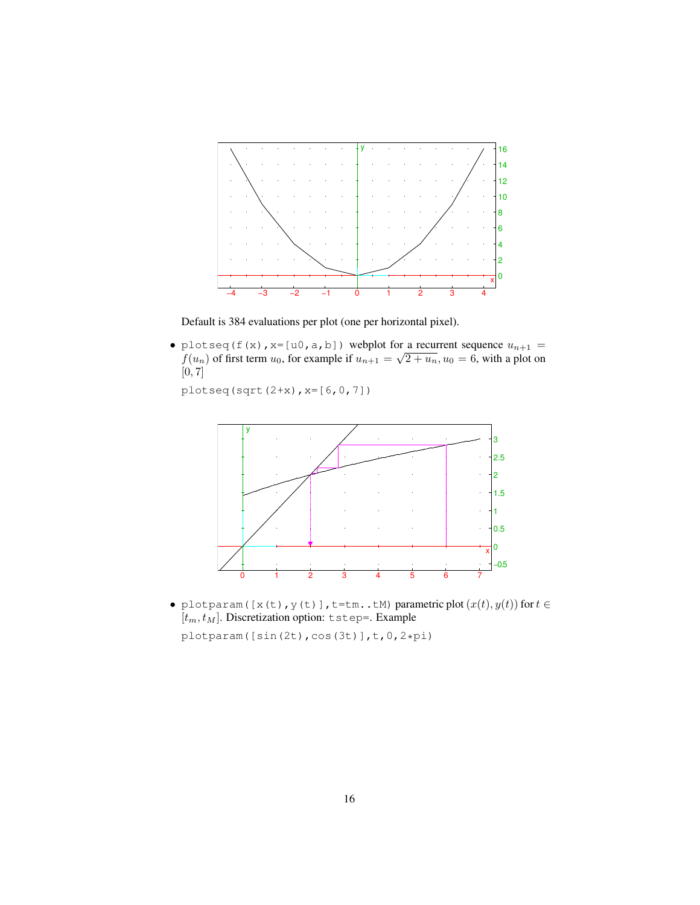Default is 384 evaluations per plot (one per horizontal pixel).

- `plotseq(f(x),x=[u0,a,b])` webplot for a recurrent sequence $u_{n+1} = f(u_n)$ of first term $u_0$, for example if $u_{n+1} = \sqrt{2+u_n}, u_0 = 6$, with a plot on $[0, 7]$

  ```
  plotseq(sqrt(2+x),x=[6,0,7])
  ```

- `plotparam([x(t),y(t)],t=tm..tM)` parametric plot $(x(t), y(t))$ for $t \in [t_m, t_M]$. Discretization option: `tstep=`. Example

  ```
  plotparam([sin(2t),cos(3t)],t,0,2*pi)
  ```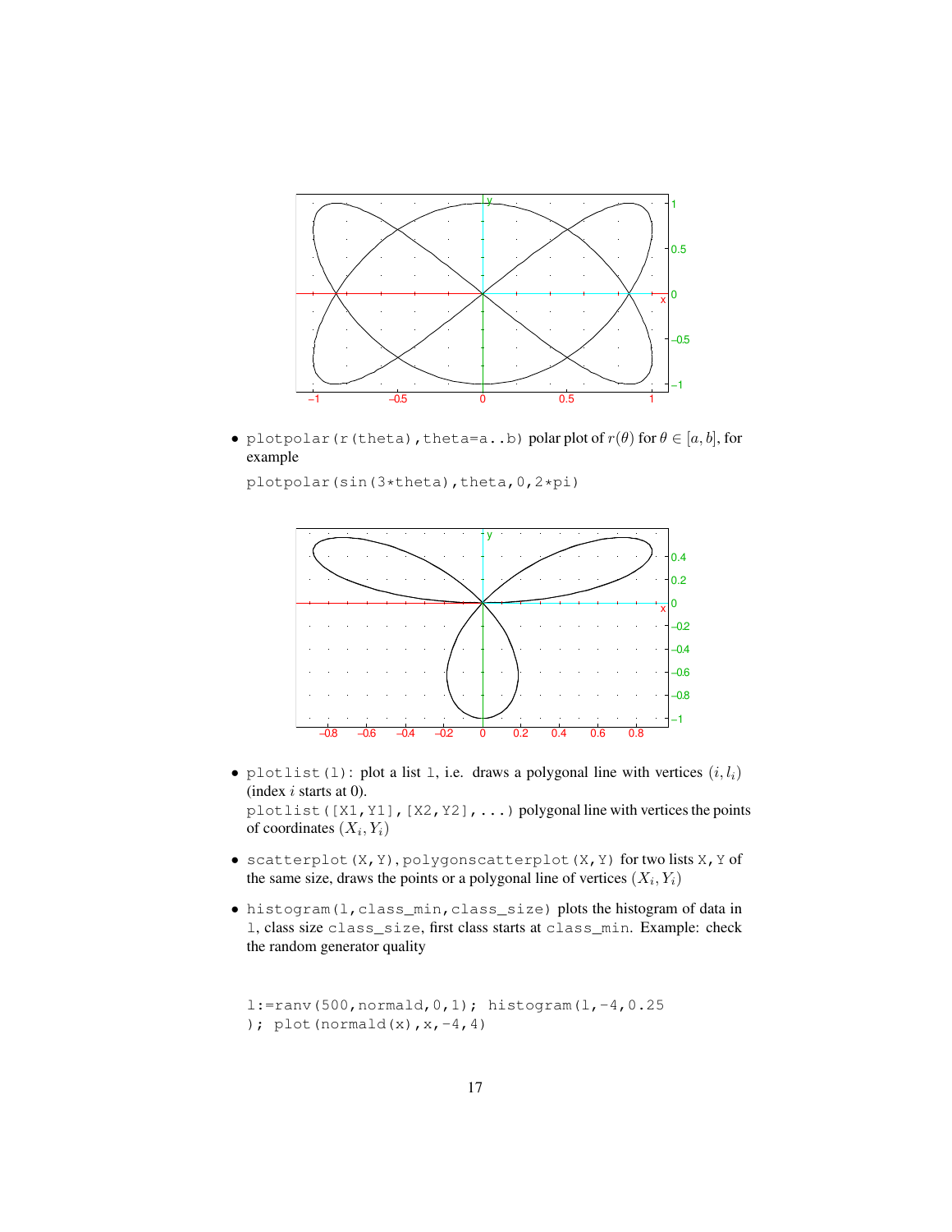- `plotpolar(r(theta),theta=a..b)` polar plot of $r(\theta)$ for $\theta \in [a, b]$, for example

  `plotpolar(sin(3*theta),theta,0,2*pi)`

- `plotlist(l)`: plot a list `l`, i.e. draws a polygonal line with vertices $(i, l_i)$ (index $i$ starts at 0).

  `plotlist([X1,Y1],[X2,Y2],...)` polygonal line with vertices the points of coordinates $(X_i, Y_i)$

- `scatterplot(X,Y)`, `polygonscatterplot(X,Y)` for two lists `X`, `Y` of the same size, draws the points or a polygonal line of vertices $(X_i, Y_i)$

- `histogram(l,class_min,class_size)` plots the histogram of data in `l`, class size `class_size`, first class starts at `class_min`. Example: check the random generator quality

```
l:=ranv(500,normald,0,1); histogram(l,-4,0.25
); plot(normald(x),x,-4,4)
```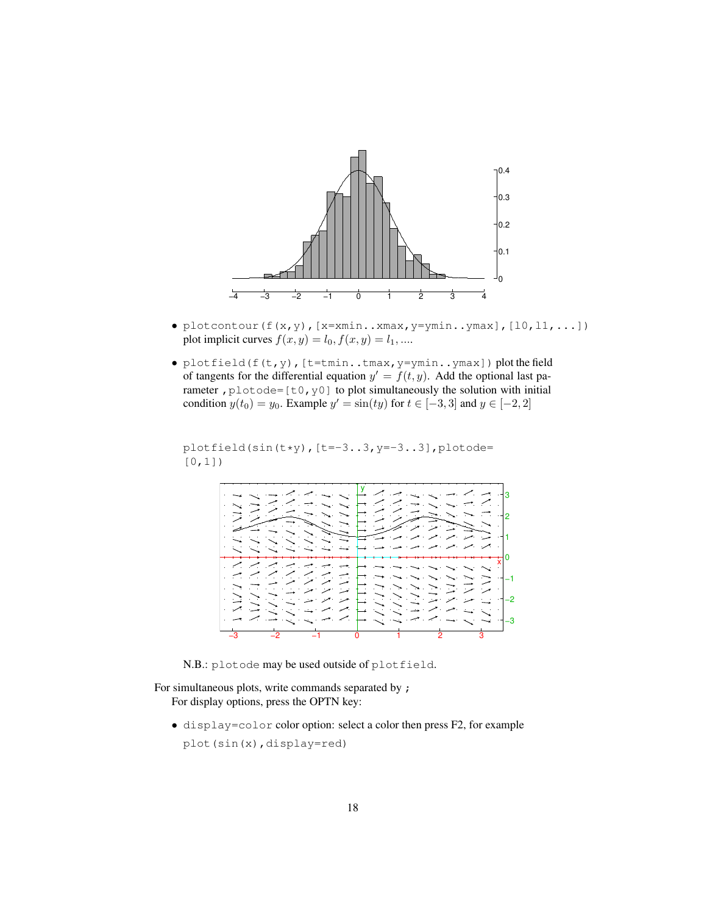- `plotcontour(f(x,y),[x=xmin..xmax,y=ymin..ymax],[l0,l1,...])` plot implicit curves $f(x,y) = l_0, f(x,y) = l_1, ....$
- `plotfield(f(t,y),[t=tmin..tmax,y=ymin..ymax])` plot the field of tangents for the differential equation $y' = f(t,y)$. Add the optional last parameter `,plotode=[t0,y0]` to plot simultaneously the solution with initial condition $y(t_0) = y_0$. Example $y' = \sin(ty)$ for $t \in [-3,3]$ and $y \in [-2,2]$

```
plotfield(sin(t*y),[t=-3..3,y=-3..3],plotode=
[0,1])
```

N.B.: `plotode` may be used outside of `plotfield`.

For simultaneous plots, write commands separated by `;`
For display options, press the OPTN key:

- `display=color` color option: select a color then press F2, for example `plot(sin(x),display=red)`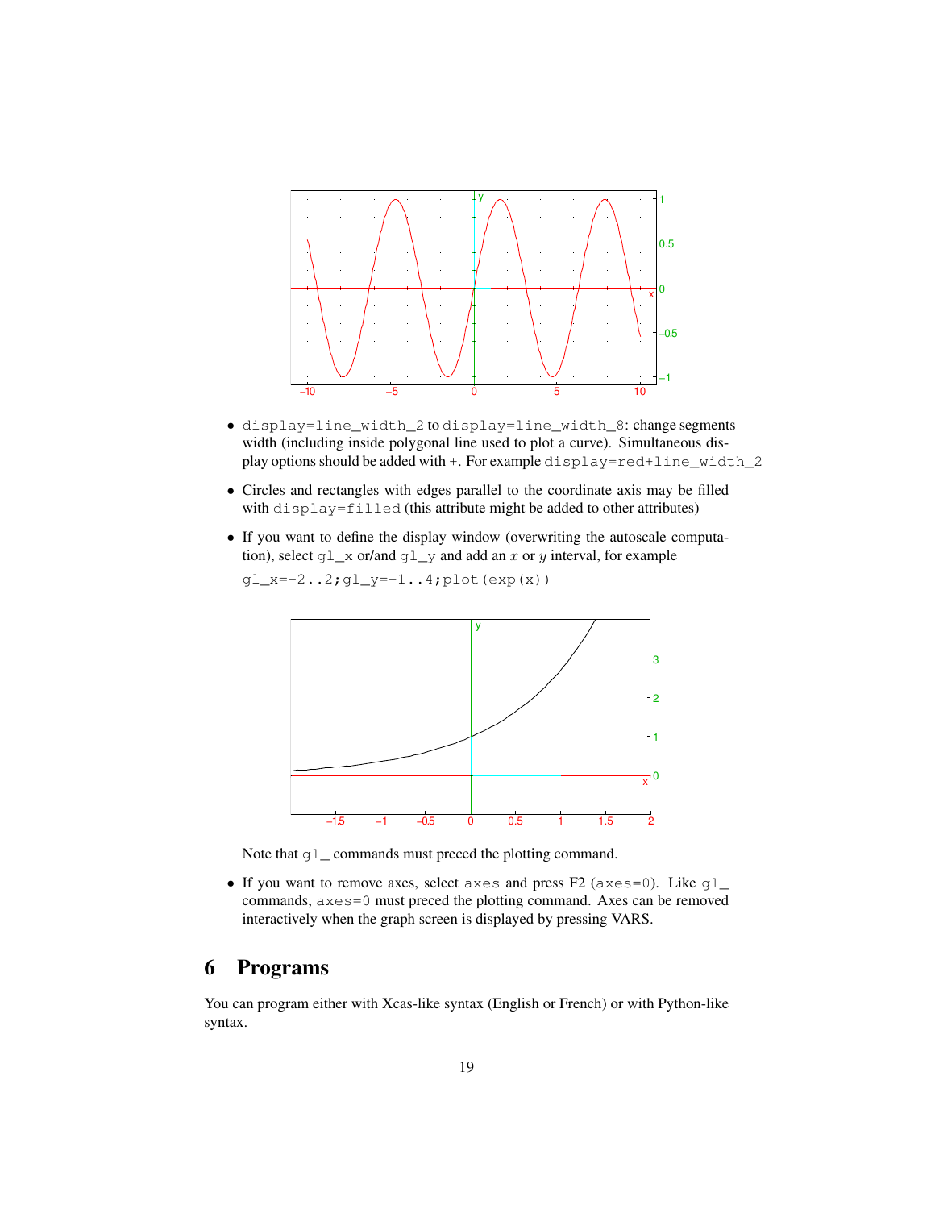- `display=line_width_2` to `display=line_width_8`: change segments width (including inside polygonal line used to plot a curve). Simultaneous display options should be added with +. For example `display=red+line_width_2`
- Circles and rectangles with edges parallel to the coordinate axis may be filled with `display=filled` (this attribute might be added to other attributes)
- If you want to define the display window (overwriting the autoscale computation), select `gl_x` or/and `gl_y` and add an $x$ or $y$ interval, for example

  `gl_x=-2..2;gl_y=-1..4;plot(exp(x))`

  Note that `gl_` commands must preced the plotting command.

- If you want to remove axes, select `axes` and press F2 (`axes=0`). Like `gl_` commands, `axes=0` must preced the plotting command. Axes can be removed interactively when the graph screen is displayed by pressing VARS.

# 6 Programs

You can program either with Xcas-like syntax (English or French) or with Python-like syntax.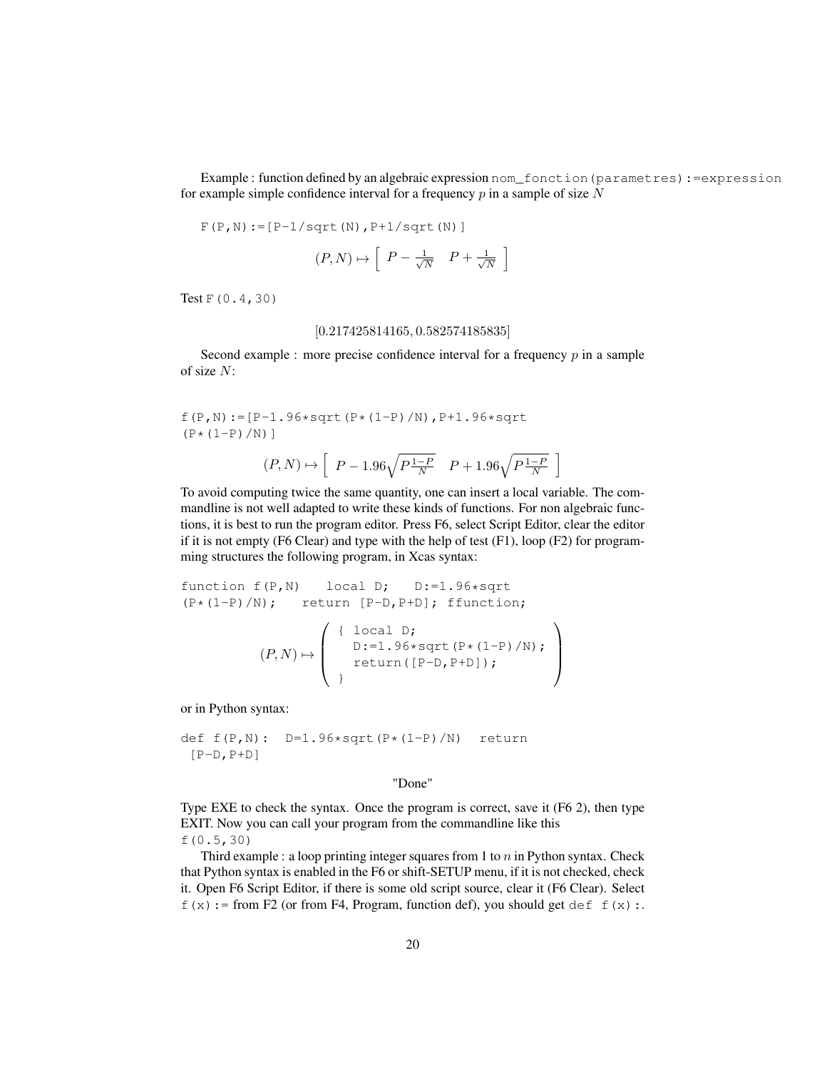Example : function defined by an algebraic expression `nom_fonction(parametres):=expression` for example simple confidence interval for a frequency $p$ in a sample of size $N$

```
F(P,N):=[P-1/sqrt(N),P+1/sqrt(N)]
```

$$(P,N) \mapsto \left[ \begin{array}{cc} P - \frac{1}{\sqrt{N}} & P + \frac{1}{\sqrt{N}} \end{array} \right]$$

Test `F(0.4,30)`

$$[0.217425814165, 0.582574185835]$$

Second example : more precise confidence interval for a frequency $p$ in a sample of size $N$:

```
f(P,N):=[P-1.96*sqrt(P*(1-P)/N),P+1.96*sqrt
(P*(1-P)/N)]
```

$$(P,N) \mapsto \left[ \begin{array}{cc} P - 1.96\sqrt{P\frac{1-P}{N}} & P + 1.96\sqrt{P\frac{1-P}{N}} \end{array} \right]$$

To avoid computing twice the same quantity, one can insert a local variable. The commandline is not well adapted to write these kinds of functions. For non algebraic functions, it is best to run the program editor. Press F6, select Script Editor, clear the editor if it is not empty (F6 Clear) and type with the help of test (F1), loop (F2) for programming structures the following program, in Xcas syntax:

```
function f(P,N)   local D;   D:=1.96*sqrt
(P*(1-P)/N);   return [P-D,P+D]; ffunction;
```

$$(P,N) \mapsto \left( \begin{array}{l} \texttt{\{ local D;} \\ \quad \texttt{D:=1.96*sqrt(P*(1-P)/N);} \\ \quad \texttt{return([P-D,P+D]);} \\ \texttt{\}} \end{array} \right)$$

or in Python syntax:

```
def f(P,N):  D=1.96*sqrt(P*(1-P)/N)  return
 [P-D,P+D]
```

"Done"

Type EXE to check the syntax. Once the program is correct, save it (F6 2), then type EXIT. Now you can call your program from the commandline like this
`f(0.5,30)`

Third example : a loop printing integer squares from 1 to $n$ in Python syntax. Check that Python syntax is enabled in the F6 or shift-SETUP menu, if it is not checked, check it. Open F6 Script Editor, if there is some old script source, clear it (F6 Clear). Select `f(x):=` from F2 (or from F4, Program, function def), you should get `def f(x):`.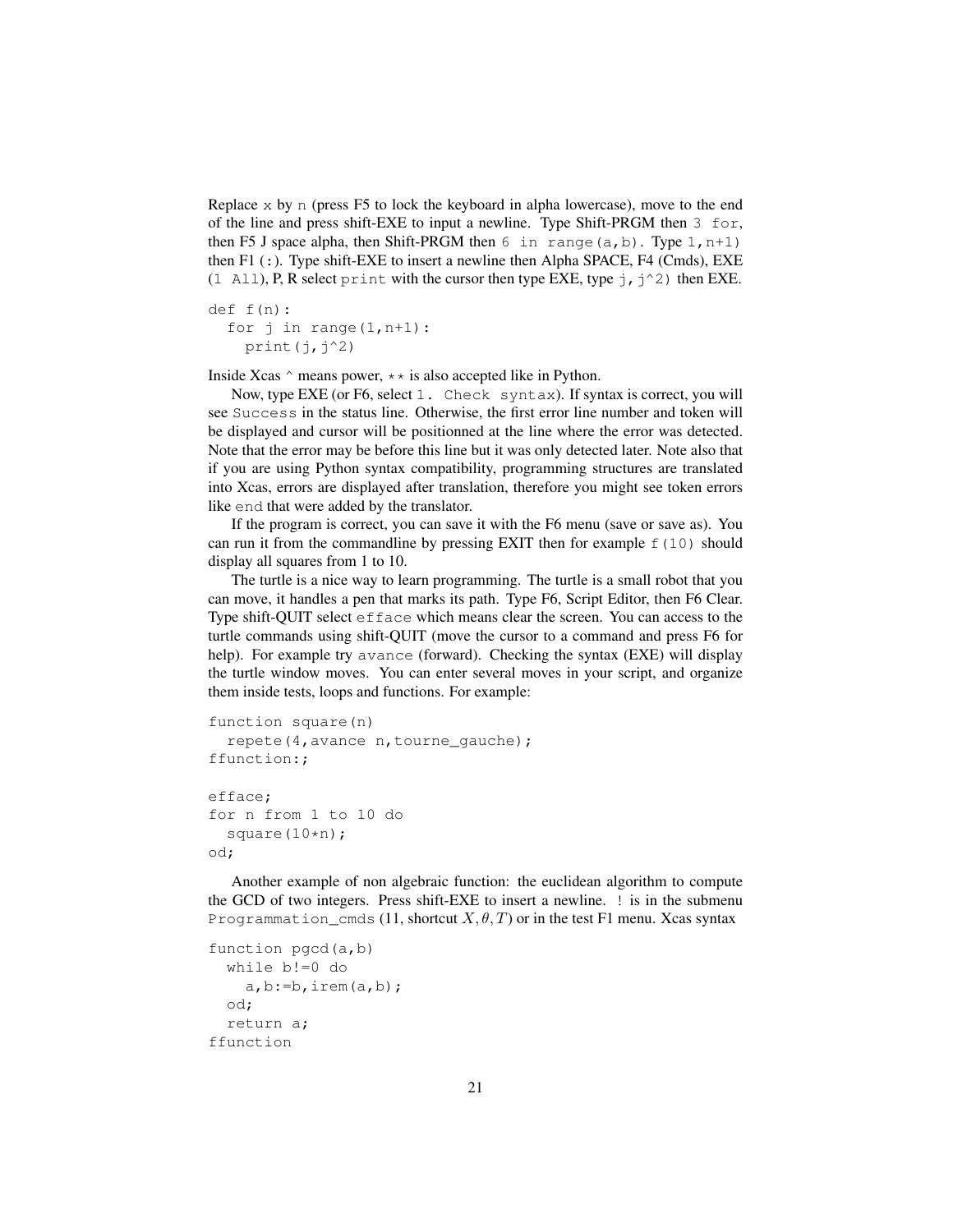Replace `x` by `n` (press F5 to lock the keyboard in alpha lowercase), move to the end of the line and press shift-EXE to input a newline. Type Shift-PRGM then `3 for`, then F5 J space alpha, then Shift-PRGM then `6 in range(a,b)`. Type `1,n+1)` then F1 (`:`). Type shift-EXE to insert a newline then Alpha SPACE, F4 (Cmds), EXE (`1 All`), P, R select `print` with the cursor then type EXE, type `j,j^2)` then EXE.

```
def f(n):
  for j in range(1,n+1):
    print(j,j^2)
```

Inside Xcas `^` means power, `**` is also accepted like in Python.

Now, type EXE (or F6, select `1. Check syntax`). If syntax is correct, you will see `Success` in the status line. Otherwise, the first error line number and token will be displayed and cursor will be positionned at the line where the error was detected. Note that the error may be before this line but it was only detected later. Note also that if you are using Python syntax compatibility, programming structures are translated into Xcas, errors are displayed after translation, therefore you might see token errors like `end` that were added by the translator.

If the program is correct, you can save it with the F6 menu (save or save as). You can run it from the commandline by pressing EXIT then for example `f(10)` should display all squares from 1 to 10.

The turtle is a nice way to learn programming. The turtle is a small robot that you can move, it handles a pen that marks its path. Type F6, Script Editor, then F6 Clear. Type shift-QUIT select `efface` which means clear the screen. You can access to the turtle commands using shift-QUIT (move the cursor to a command and press F6 for help). For example try `avance` (forward). Checking the syntax (EXE) will display the turtle window moves. You can enter several moves in your script, and organize them inside tests, loops and functions. For example:

```
function square(n)
  repete(4,avance n,tourne_gauche);
ffunction:;

efface;
for n from 1 to 10 do
  square(10*n);
od;
```

Another example of non algebraic function: the euclidean algorithm to compute the GCD of two integers. Press shift-EXE to insert a newline. `!` is in the submenu `Programmation_cmds` (11, shortcut $X, \theta, T$) or in the test F1 menu. Xcas syntax

```
function pgcd(a,b)
  while b!=0 do
    a,b:=b,irem(a,b);
  od;
  return a;
ffunction
```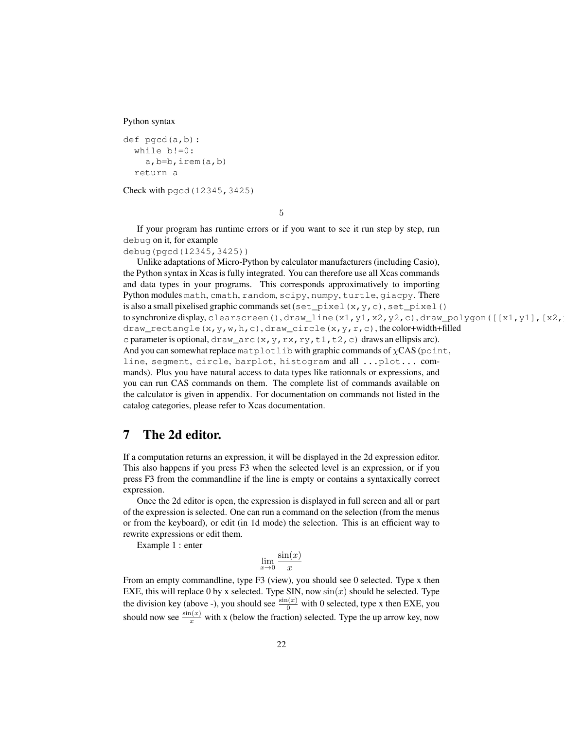Python syntax

```
def pgcd(a,b):
  while b!=0:
    a,b=b,irem(a,b)
  return a
```

Check with `pgcd(12345,3425)`

$$5$$

If your program has runtime errors or if you want to see it run step by step, run `debug` on it, for example
`debug(pgcd(12345,3425))`

Unlike adaptations of Micro-Python by calculator manufacturers (including Casio), the Python syntax in Xcas is fully integrated. You can therefore use all Xcas commands and data types in your programs. This corresponds approximatively to importing Python modules `math`, `cmath`, `random`, `scipy`, `numpy`, `turtle`, `giacpy`. There is also a small pixelised graphic commands set (`set_pixel(x,y,c)`, `set_pixel()` to synchronize display, `clearscreen()`, `draw_line(x1,y1,x2,y2,c)`, `draw_polygon([[x1,y1],[x2,` `draw_rectangle(x,y,w,h,c)`, `draw_circle(x,y,r,c)`, the color+width+filled c parameter is optional, `draw_arc(x,y,rx,ry,t1,t2,c)` draws an ellipsis arc). And you can somewhat replace `matplotlib` with graphic commands of $\chi$CAS (`point`, `line`, `segment`, `circle`, `barplot`, `histogram` and all `...plot...` commands). Plus you have natural access to data types like rationnals or expressions, and you can run CAS commands on them. The complete list of commands available on the calculator is given in appendix. For documentation on commands not listed in the catalog categories, please refer to Xcas documentation.

# 7 The 2d editor.

If a computation returns an expression, it will be displayed in the 2d expression editor. This also happens if you press F3 when the selected level is an expression, or if you press F3 from the commandline if the line is empty or contains a syntaxically correct expression.

Once the 2d editor is open, the expression is displayed in full screen and all or part of the expression is selected. One can run a command on the selection (from the menus or from the keyboard), or edit (in 1d mode) the selection. This is an efficient way to rewrite expressions or edit them.

Example 1 : enter

$$\lim_{x\to 0} \frac{\sin(x)}{x}$$

From an empty commandline, type F3 (view), you should see 0 selected. Type x then EXE, this will replace 0 by x selected. Type SIN, now $\sin(x)$ should be selected. Type the division key (above -), you should see $\frac{\sin(x)}{0}$ with 0 selected, type x then EXE, you should now see $\frac{\sin(x)}{x}$ with x (below the fraction) selected. Type the up arrow key, now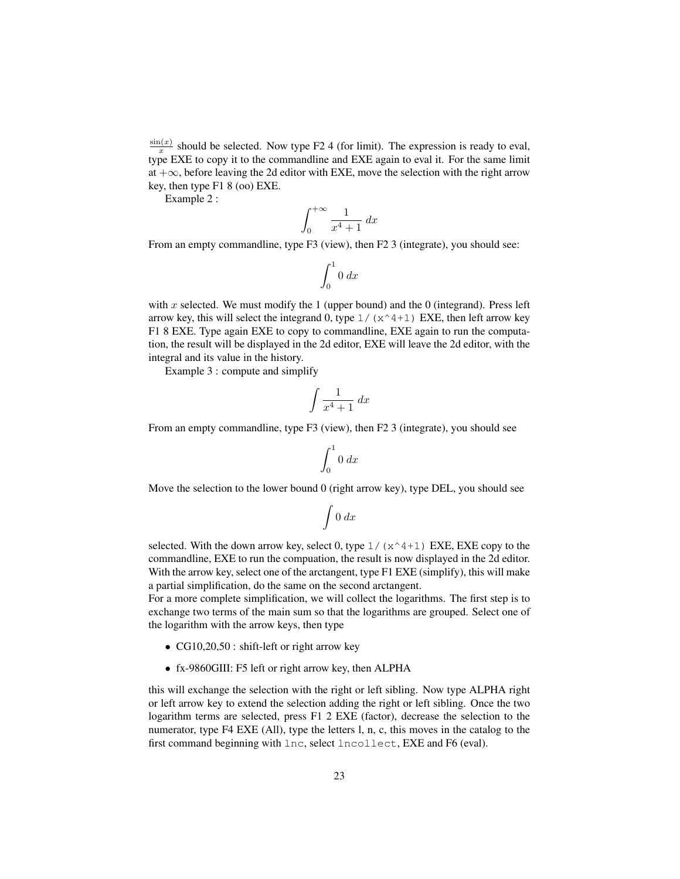$\frac{\sin(x)}{x}$ should be selected. Now type F2 4 (for limit). The expression is ready to eval, type EXE to copy it to the commandline and EXE again to eval it. For the same limit at $+\infty$, before leaving the 2d editor with EXE, move the selection with the right arrow key, then type F1 8 (oo) EXE.

Example 2 :

$$\int_0^{+\infty} \frac{1}{x^4+1}\, dx$$

From an empty commandline, type F3 (view), then F2 3 (integrate), you should see:

$$\int_0^1 0\, dx$$

with $x$ selected. We must modify the 1 (upper bound) and the 0 (integrand). Press left arrow key, this will select the integrand 0, type `1/(x^4+1)` EXE, then left arrow key F1 8 EXE. Type again EXE to copy to commandline, EXE again to run the computation, the result will be displayed in the 2d editor, EXE will leave the 2d editor, with the integral and its value in the history.

Example 3 : compute and simplify

$$\int \frac{1}{x^4+1}\, dx$$

From an empty commandline, type F3 (view), then F2 3 (integrate), you should see

$$\int_0^1 0\, dx$$

Move the selection to the lower bound 0 (right arrow key), type DEL, you should see

$$\int 0\, dx$$

selected. With the down arrow key, select 0, type `1/(x^4+1)` EXE, EXE copy to the commandline, EXE to run the compuation, the result is now displayed in the 2d editor. With the arrow key, select one of the arctangent, type F1 EXE (simplify), this will make a partial simplification, do the same on the second arctangent.

For a more complete simplification, we will collect the logarithms. The first step is to exchange two terms of the main sum so that the logarithms are grouped. Select one of the logarithm with the arrow keys, then type

- CG10,20,50 : shift-left or right arrow key
- fx-9860GIII: F5 left or right arrow key, then ALPHA

this will exchange the selection with the right or left sibling. Now type ALPHA right or left arrow key to extend the selection adding the right or left sibling. Once the two logarithm terms are selected, press F1 2 EXE (factor), decrease the selection to the numerator, type F4 EXE (All), type the letters l, n, c, this moves in the catalog to the first command beginning with `lnc`, select `lncollect`, EXE and F6 (eval).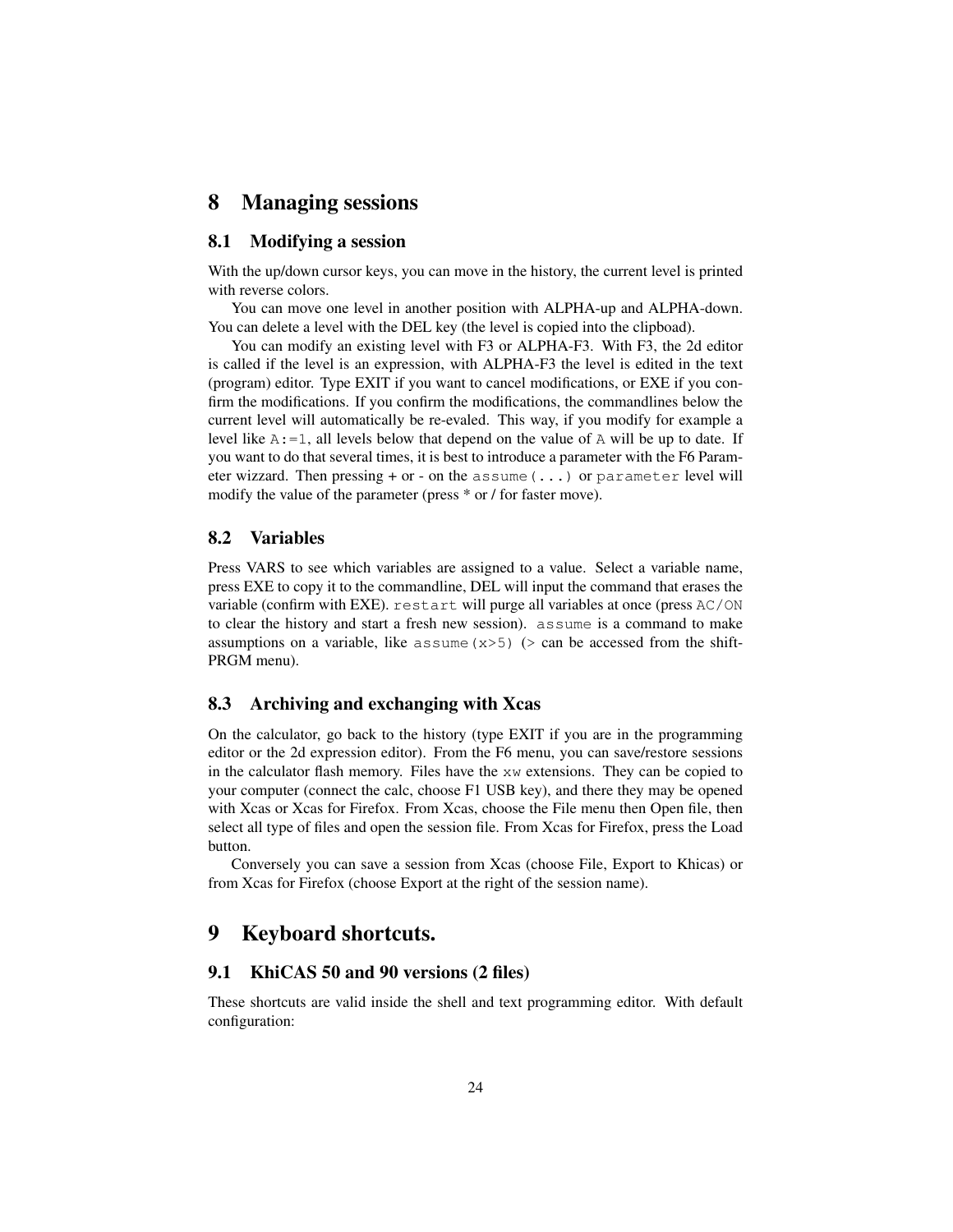# 8 Managing sessions

## 8.1 Modifying a session

With the up/down cursor keys, you can move in the history, the current level is printed with reverse colors.

You can move one level in another position with ALPHA-up and ALPHA-down. You can delete a level with the DEL key (the level is copied into the clipboad).

You can modify an existing level with F3 or ALPHA-F3. With F3, the 2d editor is called if the level is an expression, with ALPHA-F3 the level is edited in the text (program) editor. Type EXIT if you want to cancel modifications, or EXE if you confirm the modifications. If you confirm the modifications, the commandlines below the current level will automatically be re-evaled. This way, if you modify for example a level like `A:=1`, all levels below that depend on the value of `A` will be up to date. If you want to do that several times, it is best to introduce a parameter with the F6 Parameter wizzard. Then pressing + or - on the `assume(...)` or `parameter` level will modify the value of the parameter (press * or / for faster move).

## 8.2 Variables

Press VARS to see which variables are assigned to a value. Select a variable name, press EXE to copy it to the commandline, DEL will input the command that erases the variable (confirm with EXE). `restart` will purge all variables at once (press `AC/ON` to clear the history and start a fresh new session). `assume` is a command to make assumptions on a variable, like `assume(x>5)` (> can be accessed from the shift-PRGM menu).

## 8.3 Archiving and exchanging with Xcas

On the calculator, go back to the history (type EXIT if you are in the programming editor or the 2d expression editor). From the F6 menu, you can save/restore sessions in the calculator flash memory. Files have the `xw` extensions. They can be copied to your computer (connect the calc, choose F1 USB key), and there they may be opened with Xcas or Xcas for Firefox. From Xcas, choose the File menu then Open file, then select all type of files and open the session file. From Xcas for Firefox, press the Load button.

Conversely you can save a session from Xcas (choose File, Export to Khicas) or from Xcas for Firefox (choose Export at the right of the session name).

# 9 Keyboard shortcuts.

## 9.1 KhiCAS 50 and 90 versions (2 files)

These shortcuts are valid inside the shell and text programming editor. With default configuration: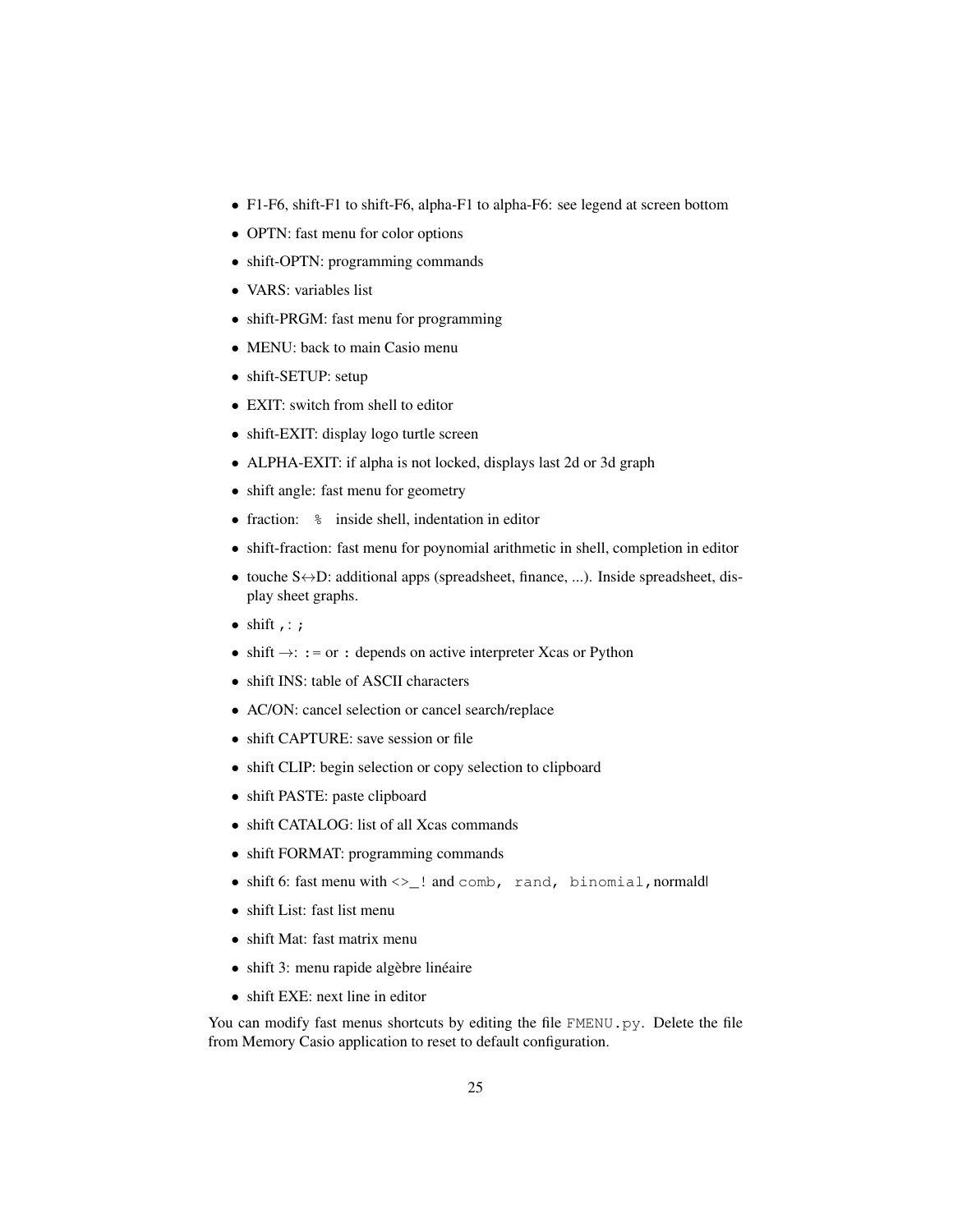- F1-F6, shift-F1 to shift-F6, alpha-F1 to alpha-F6: see legend at screen bottom
- OPTN: fast menu for color options
- shift-OPTN: programming commands
- VARS: variables list
- shift-PRGM: fast menu for programming
- MENU: back to main Casio menu
- shift-SETUP: setup
- EXIT: switch from shell to editor
- shift-EXIT: display logo turtle screen
- ALPHA-EXIT: if alpha is not locked, displays last 2d or 3d graph
- shift angle: fast menu for geometry
- fraction: `%` inside shell, indentation in editor
- shift-fraction: fast menu for poynomial arithmetic in shell, completion in editor
- touche S↔D: additional apps (spreadsheet, finance, ...). Inside spreadsheet, display sheet graphs.
- shift `,` : `;`
- shift →: `:=` or `:` depends on active interpreter Xcas or Python
- shift INS: table of ASCII characters
- AC/ON: cancel selection or cancel search/replace
- shift CAPTURE: save session or file
- shift CLIP: begin selection or copy selection to clipboard
- shift PASTE: paste clipboard
- shift CATALOG: list of all Xcas commands
- shift FORMAT: programming commands
- shift 6: fast menu with `<>_!` and `comb, rand, binomial,` normald
- shift List: fast list menu
- shift Mat: fast matrix menu
- shift 3: menu rapide algèbre linéaire
- shift EXE: next line in editor

You can modify fast menus shortcuts by editing the file `FMENU.py`. Delete the file from Memory Casio application to reset to default configuration.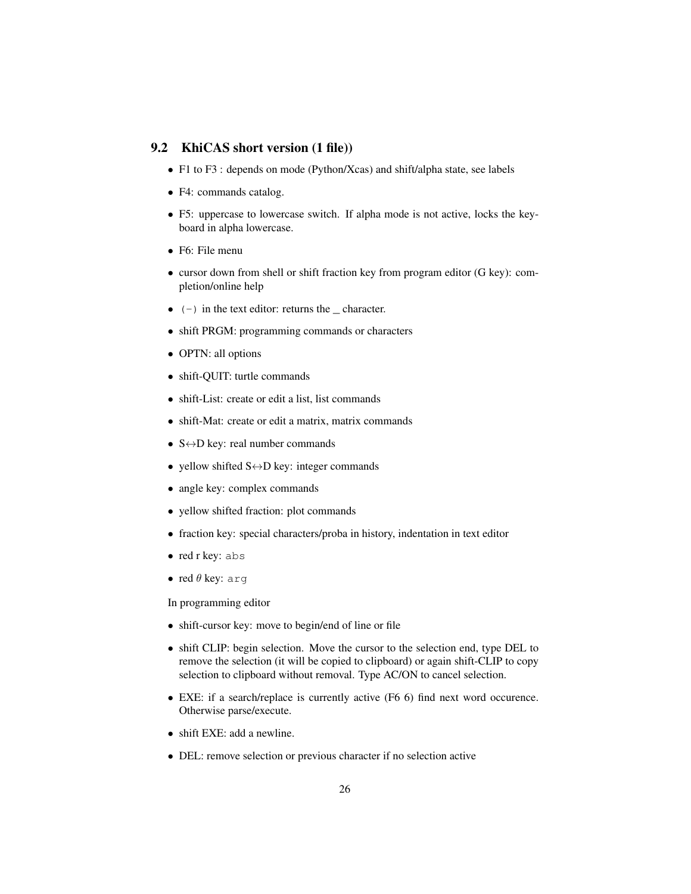## 9.2 KhiCAS short version (1 file))

- F1 to F3 : depends on mode (Python/Xcas) and shift/alpha state, see labels
- F4: commands catalog.
- F5: uppercase to lowercase switch. If alpha mode is not active, locks the keyboard in alpha lowercase.
- F6: File menu
- cursor down from shell or shift fraction key from program editor (G key): completion/online help
- `(-)` in the text editor: returns the _ character.
- shift PRGM: programming commands or characters
- OPTN: all options
- shift-QUIT: turtle commands
- shift-List: create or edit a list, list commands
- shift-Mat: create or edit a matrix, matrix commands
- S↔D key: real number commands
- yellow shifted S↔D key: integer commands
- angle key: complex commands
- yellow shifted fraction: plot commands
- fraction key: special characters/proba in history, indentation in text editor
- red r key: `abs`
- red $\theta$ key: `arg`

In programming editor

- shift-cursor key: move to begin/end of line or file
- shift CLIP: begin selection. Move the cursor to the selection end, type DEL to remove the selection (it will be copied to clipboard) or again shift-CLIP to copy selection to clipboard without removal. Type AC/ON to cancel selection.
- EXE: if a search/replace is currently active (F6 6) find next word occurence. Otherwise parse/execute.
- shift EXE: add a newline.
- DEL: remove selection or previous character if no selection active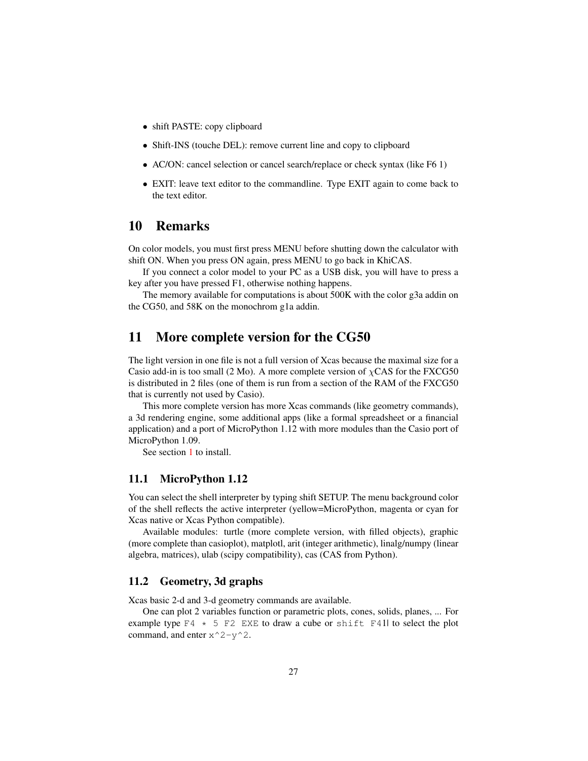- shift PASTE: copy clipboard
- Shift-INS (touche DEL): remove current line and copy to clipboard
- AC/ON: cancel selection or cancel search/replace or check syntax (like F6 1)
- EXIT: leave text editor to the commandline. Type EXIT again to come back to the text editor.

# 10 Remarks

On color models, you must first press MENU before shutting down the calculator with shift ON. When you press ON again, press MENU to go back in KhiCAS.

If you connect a color model to your PC as a USB disk, you will have to press a key after you have pressed F1, otherwise nothing happens.

The memory available for computations is about 500K with the color g3a addin on the CG50, and 58K on the monochrom g1a addin.

# 11 More complete version for the CG50

The light version in one file is not a full version of Xcas because the maximal size for a Casio add-in is too small (2 Mo). A more complete version of $\chi$CAS for the FXCG50 is distributed in 2 files (one of them is run from a section of the RAM of the FXCG50 that is currently not used by Casio).

This more complete version has more Xcas commands (like geometry commands), a 3d rendering engine, some additional apps (like a formal spreadsheet or a financial application) and a port of MicroPython 1.12 with more modules than the Casio port of MicroPython 1.09.

See section 1 to install.

## 11.1 MicroPython 1.12

You can select the shell interpreter by typing shift SETUP. The menu background color of the shell reflects the active interpreter (yellow=MicroPython, magenta or cyan for Xcas native or Xcas Python compatible).

Available modules: turtle (more complete version, with filled objects), graphic (more complete than casioplot), matplotl, arit (integer arithmetic), linalg/numpy (linear algebra, matrices), ulab (scipy compatibility), cas (CAS from Python).

## 11.2 Geometry, 3d graphs

Xcas basic 2-d and 3-d geometry commands are available.

One can plot 2 variables function or parametric plots, cones, solids, planes, ... For example type `F4 * 5 F2 EXE` to draw a cube or `shift F41` to select the plot command, and enter `x^2-y^2`.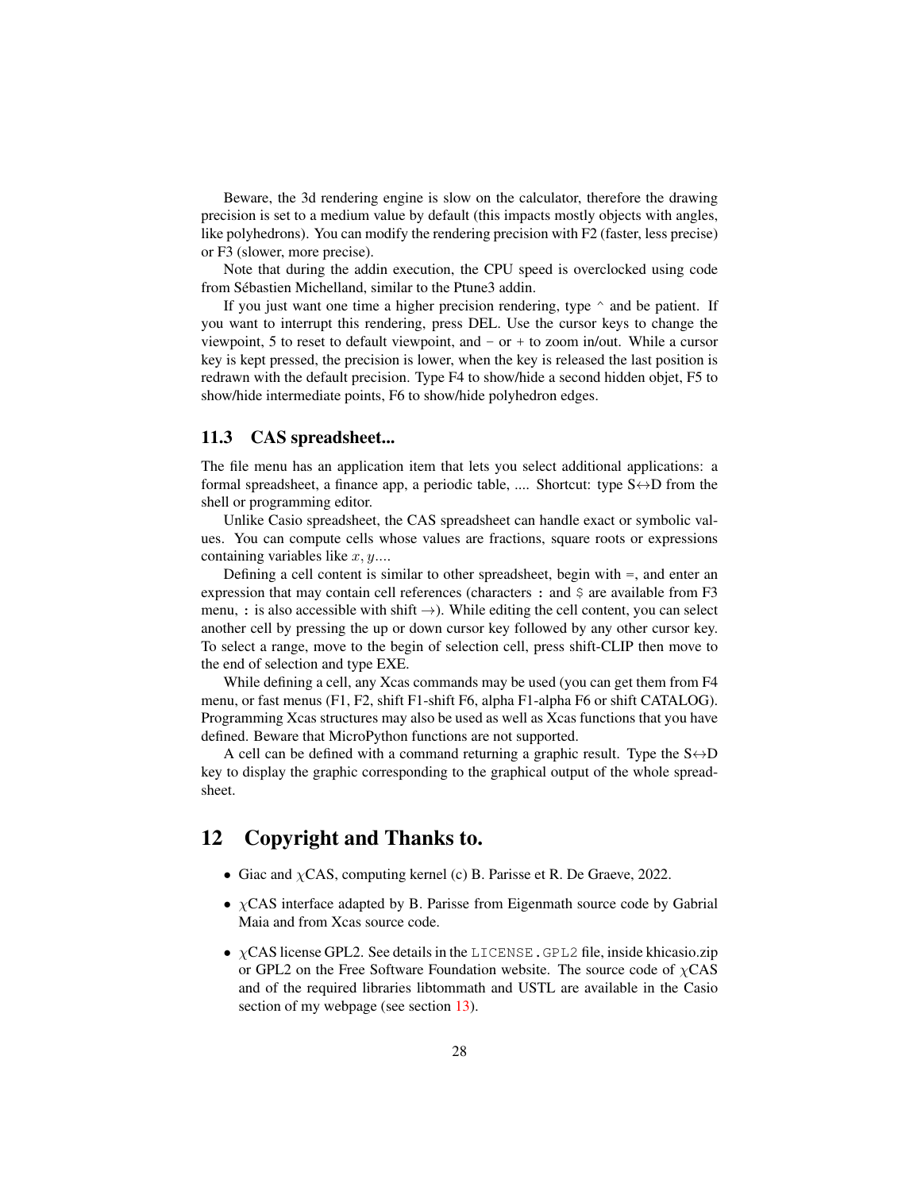Beware, the 3d rendering engine is slow on the calculator, therefore the drawing precision is set to a medium value by default (this impacts mostly objects with angles, like polyhedrons). You can modify the rendering precision with F2 (faster, less precise) or F3 (slower, more precise).

Note that during the addin execution, the CPU speed is overclocked using code from Sébastien Michelland, similar to the Ptune3 addin.

If you just want one time a higher precision rendering, type ^ and be patient. If you want to interrupt this rendering, press DEL. Use the cursor keys to change the viewpoint, 5 to reset to default viewpoint, and − or + to zoom in/out. While a cursor key is kept pressed, the precision is lower, when the key is released the last position is redrawn with the default precision. Type F4 to show/hide a second hidden objet, F5 to show/hide intermediate points, F6 to show/hide polyhedron edges.

### 11.3 CAS spreadsheet...

The file menu has an application item that lets you select additional applications: a formal spreadsheet, a finance app, a periodic table, .... Shortcut: type S↔D from the shell or programming editor.

Unlike Casio spreadsheet, the CAS spreadsheet can handle exact or symbolic values. You can compute cells whose values are fractions, square roots or expressions containing variables like $x, y$....

Defining a cell content is similar to other spreadsheet, begin with =, and enter an expression that may contain cell references (characters `:` and `$` are available from F3 menu, `:` is also accessible with shift →). While editing the cell content, you can select another cell by pressing the up or down cursor key followed by any other cursor key. To select a range, move to the begin of selection cell, press shift-CLIP then move to the end of selection and type EXE.

While defining a cell, any Xcas commands may be used (you can get them from F4 menu, or fast menus (F1, F2, shift F1-shift F6, alpha F1-alpha F6 or shift CATALOG). Programming Xcas structures may also be used as well as Xcas functions that you have defined. Beware that MicroPython functions are not supported.

A cell can be defined with a command returning a graphic result. Type the S↔D key to display the graphic corresponding to the graphical output of the whole spreadsheet.

## 12 Copyright and Thanks to.

- Giac and $\chi$CAS, computing kernel (c) B. Parisse et R. De Graeve, 2022.
- $\chi$CAS interface adapted by B. Parisse from Eigenmath source code by Gabrial Maia and from Xcas source code.
- $\chi$CAS license GPL2. See details in the `LICENSE.GPL2` file, inside khicasio.zip or GPL2 on the Free Software Foundation website. The source code of $\chi$CAS and of the required libraries libtommath and USTL are available in the Casio section of my webpage (see section 13).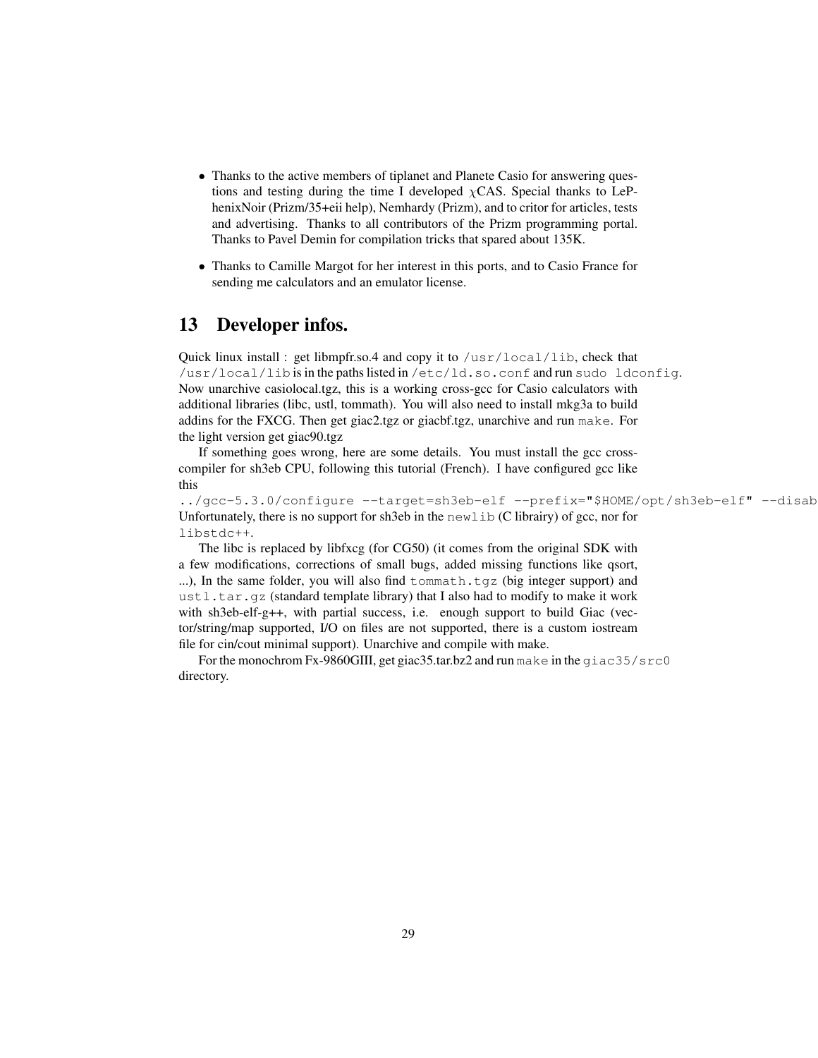- Thanks to the active members of tiplanet and Planete Casio for answering questions and testing during the time I developed $\chi$CAS. Special thanks to LePhenixNoir (Prizm/35+eii help), Nemhardy (Prizm), and to critor for articles, tests and advertising. Thanks to all contributors of the Prizm programming portal. Thanks to Pavel Demin for compilation tricks that spared about 135K.
- Thanks to Camille Margot for her interest in this ports, and to Casio France for sending me calculators and an emulator license.

## 13 Developer infos.

Quick linux install : get libmpfr.so.4 and copy it to `/usr/local/lib`, check that `/usr/local/lib` is in the paths listed in `/etc/ld.so.conf` and run `sudo ldconfig`. Now unarchive casiolocal.tgz, this is a working cross-gcc for Casio calculators with additional libraries (libc, ustl, tommath). You will also need to install mkg3a to build addins for the FXCG. Then get giac2.tgz or giacbf.tgz, unarchive and run `make`. For the light version get giac90.tgz

If something goes wrong, here are some details. You must install the gcc cross-compiler for sh3eb CPU, following this tutorial (French). I have configured gcc like this

```
../gcc-5.3.0/configure --target=sh3eb-elf --prefix="$HOME/opt/sh3eb-elf" --disab
```

Unfortunately, there is no support for sh3eb in the `newlib` (C librairy) of gcc, nor for `libstdc++`.

The libc is replaced by libfxcg (for CG50) (it comes from the original SDK with a few modifications, corrections of small bugs, added missing functions like qsort, ...), In the same folder, you will also find `tommath.tgz` (big integer support) and `ustl.tar.gz` (standard template library) that I also had to modify to make it work with sh3eb-elf-g++, with partial success, i.e. enough support to build Giac (vector/string/map supported, I/O on files are not supported, there is a custom iostream file for cin/cout minimal support). Unarchive and compile with make.

For the monochrom Fx-9860GIII, get giac35.tar.bz2 and run `make` in the `giac35/src0` directory.